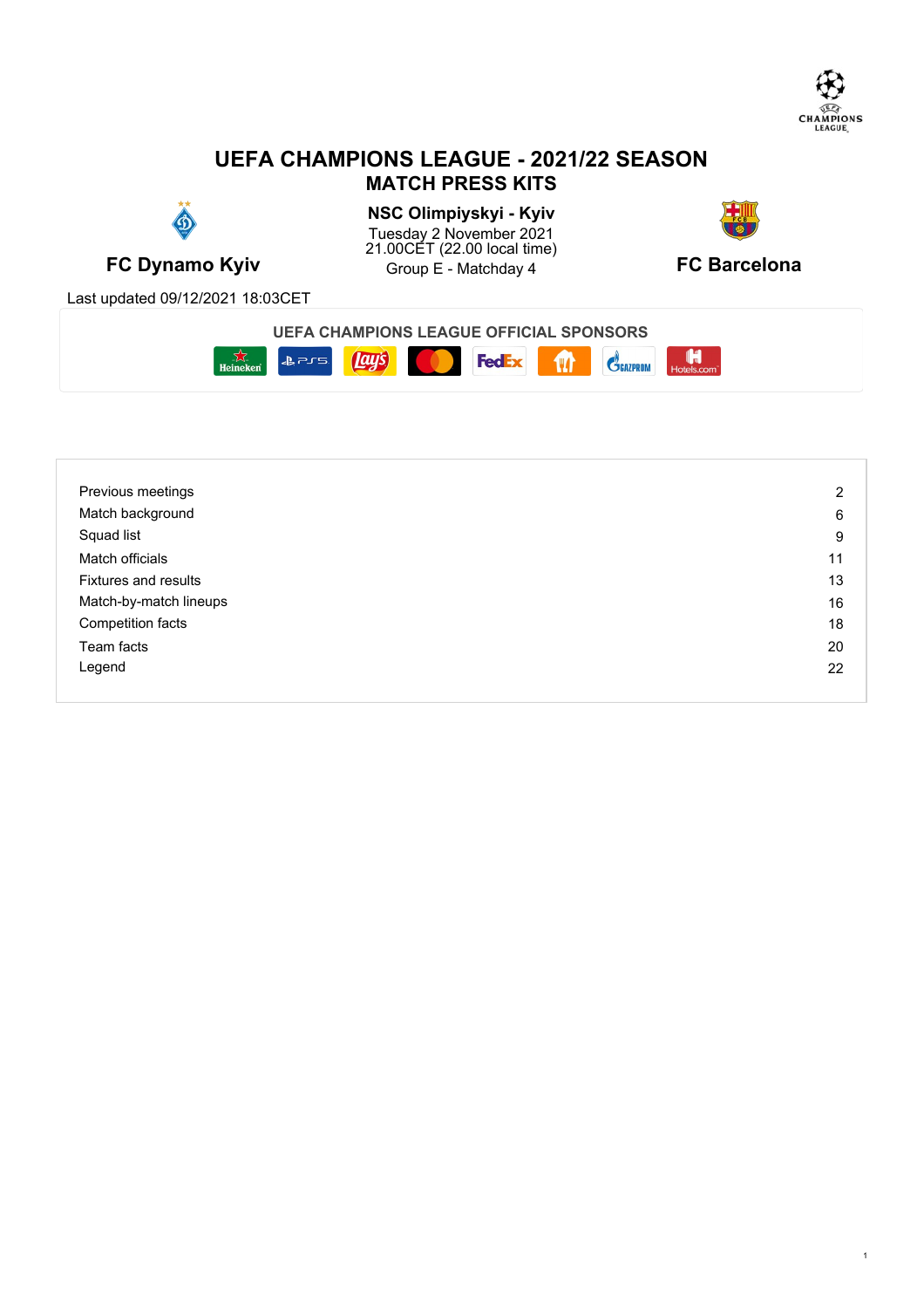# UEFA CHAMPIONS LEAGUE - 2021/22 SEASON

## MATCH PRESS KITS

**FC Dynamo Kyiv**

**NSC Olimpiyskyi - Kyiv**
Tuesday 2 November 2021
21.00CET (22.00 local time)
Group E - Matchday 4

**FC Barcelona**

Last updated 09/12/2021 18:03CET

**UEFA CHAMPIONS LEAGUE OFFICIAL SPONSORS**

| | |
|---|---|
| Previous meetings | 2 |
| Match background | 6 |
| Squad list | 9 |
| Match officials | 11 |
| Fixtures and results | 13 |
| Match-by-match lineups | 16 |
| Competition facts | 18 |
| Team facts | 20 |
| Legend | 22 |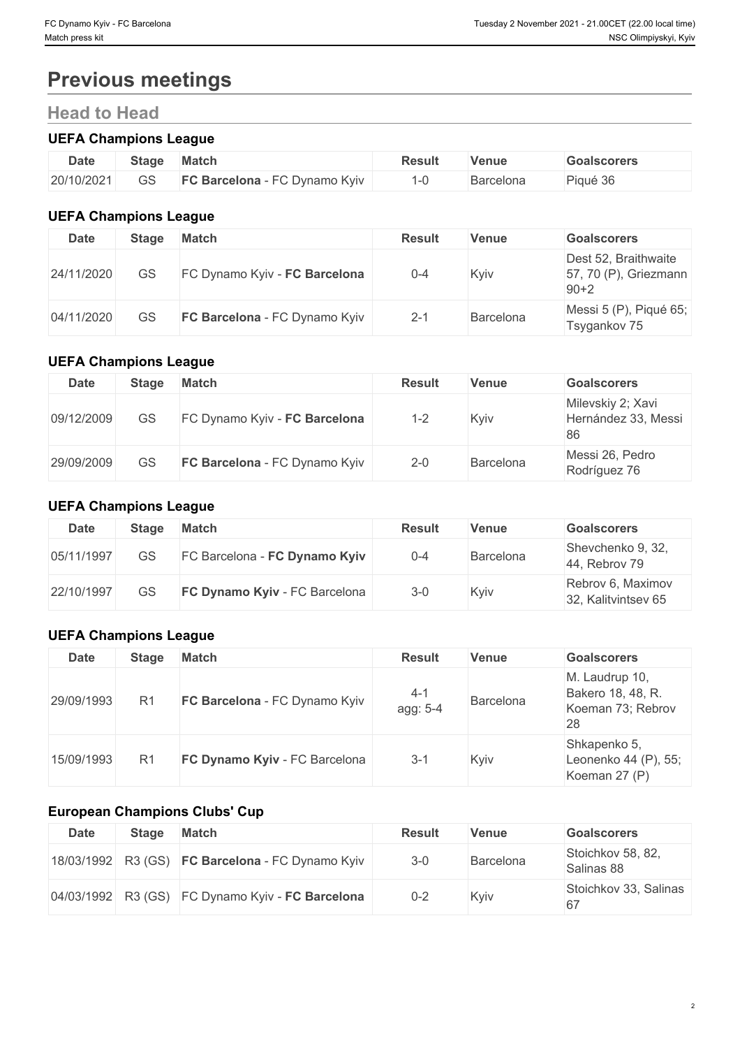# Previous meetings

## Head to Head

### UEFA Champions League

| Date | Stage | Match | Result | Venue | Goalscorers |
|---|---|---|---|---|---|
| 20/10/2021 | GS | **FC Barcelona** - FC Dynamo Kyiv | 1-0 | Barcelona | Piqué 36 |

### UEFA Champions League

| Date | Stage | Match | Result | Venue | Goalscorers |
|---|---|---|---|---|---|
| 24/11/2020 | GS | FC Dynamo Kyiv - **FC Barcelona** | 0-4 | Kyiv | Dest 52, Braithwaite 57, 70 (P), Griezmann 90+2 |
| 04/11/2020 | GS | **FC Barcelona** - FC Dynamo Kyiv | 2-1 | Barcelona | Messi 5 (P), Piqué 65; Tsygankov 75 |

### UEFA Champions League

| Date | Stage | Match | Result | Venue | Goalscorers |
|---|---|---|---|---|---|
| 09/12/2009 | GS | FC Dynamo Kyiv - **FC Barcelona** | 1-2 | Kyiv | Milevskiy 2; Xavi Hernández 33, Messi 86 |
| 29/09/2009 | GS | **FC Barcelona** - FC Dynamo Kyiv | 2-0 | Barcelona | Messi 26, Pedro Rodríguez 76 |

### UEFA Champions League

| Date | Stage | Match | Result | Venue | Goalscorers |
|---|---|---|---|---|---|
| 05/11/1997 | GS | FC Barcelona - **FC Dynamo Kyiv** | 0-4 | Barcelona | Shevchenko 9, 32, 44, Rebrov 79 |
| 22/10/1997 | GS | **FC Dynamo Kyiv** - FC Barcelona | 3-0 | Kyiv | Rebrov 6, Maximov 32, Kalitvintsev 65 |

### UEFA Champions League

| Date | Stage | Match | Result | Venue | Goalscorers |
|---|---|---|---|---|---|
| 29/09/1993 | R1 | **FC Barcelona** - FC Dynamo Kyiv | 4-1 agg: 5-4 | Barcelona | M. Laudrup 10, Bakero 18, 48, R. Koeman 73; Rebrov 28 |
| 15/09/1993 | R1 | **FC Dynamo Kyiv** - FC Barcelona | 3-1 | Kyiv | Shkapenko 5, Leonenko 44 (P), 55; Koeman 27 (P) |

### European Champions Clubs' Cup

| Date | Stage | Match | Result | Venue | Goalscorers |
|---|---|---|---|---|---|
| 18/03/1992 | R3 (GS) | **FC Barcelona** - FC Dynamo Kyiv | 3-0 | Barcelona | Stoichkov 58, 82, Salinas 88 |
| 04/03/1992 | R3 (GS) | FC Dynamo Kyiv - **FC Barcelona** | 0-2 | Kyiv | Stoichkov 33, Salinas 67 |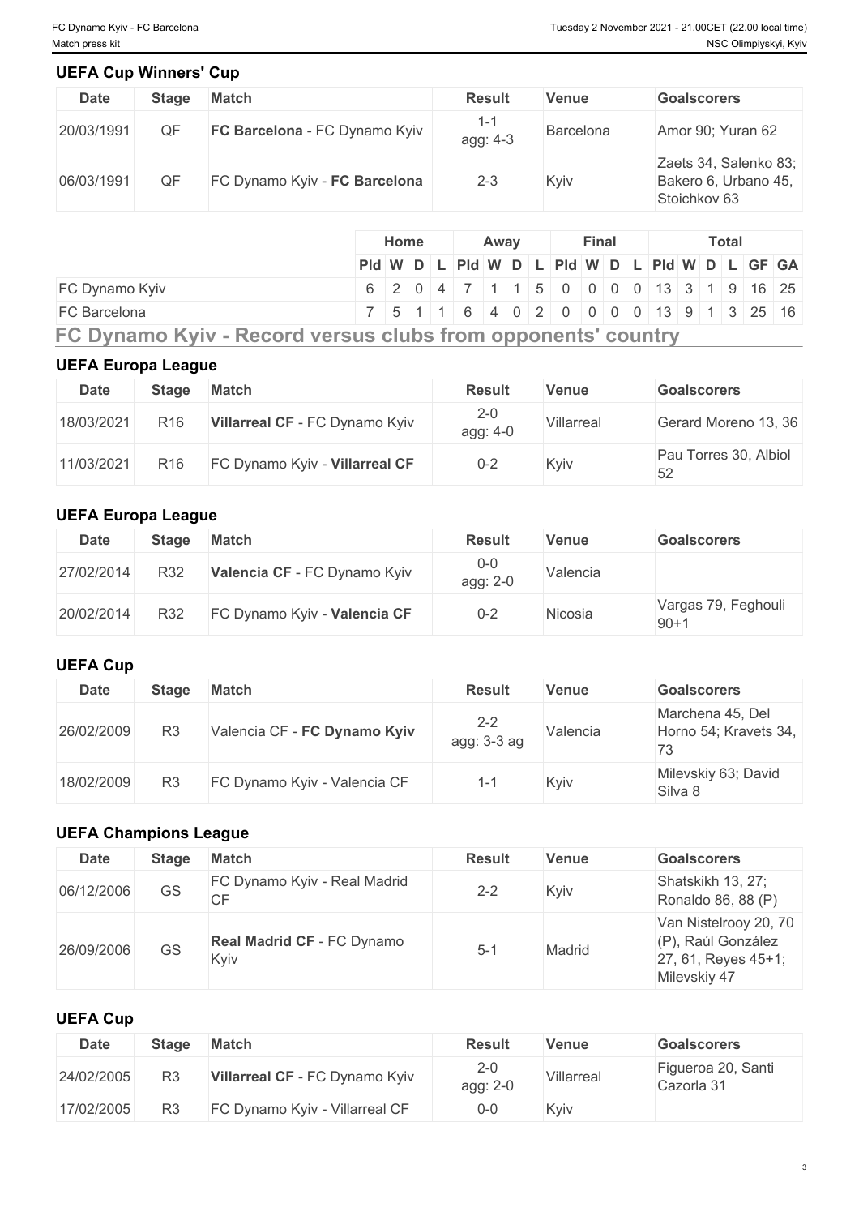### UEFA Cup Winners' Cup

| Date | Stage | Match | Result | Venue | Goalscorers |
|---|---|---|---|---|---|
| 20/03/1991 | QF | **FC Barcelona** - FC Dynamo Kyiv | 1-1 agg: 4-3 | Barcelona | Amor 90; Yuran 62 |
| 06/03/1991 | QF | FC Dynamo Kyiv - **FC Barcelona** | 2-3 | Kyiv | Zaets 34, Salenko 83; Bakero 6, Urbano 45, Stoichkov 63 |

| | Home | | | | Away | | | | Final | | | | Total | | | | | |
|---|---|---|---|---|---|---|---|---|---|---|---|---|---|---|---|---|---|---|
| | Pld | W | D | L | Pld | W | D | L | Pld | W | D | L | Pld | W | D | L | GF | GA |
| FC Dynamo Kyiv | 6 | 2 | 0 | 4 | 7 | 1 | 1 | 5 | 0 | 0 | 0 | 0 | 13 | 3 | 1 | 9 | 16 | 25 |
| FC Barcelona | 7 | 5 | 1 | 1 | 6 | 4 | 0 | 2 | 0 | 0 | 0 | 0 | 13 | 9 | 1 | 3 | 25 | 16 |

## FC Dynamo Kyiv - Record versus clubs from opponents' country

### UEFA Europa League

| Date | Stage | Match | Result | Venue | Goalscorers |
|---|---|---|---|---|---|
| 18/03/2021 | R16 | **Villarreal CF** - FC Dynamo Kyiv | 2-0 agg: 4-0 | Villarreal | Gerard Moreno 13, 36 |
| 11/03/2021 | R16 | FC Dynamo Kyiv - **Villarreal CF** | 0-2 | Kyiv | Pau Torres 30, Albiol 52 |

### UEFA Europa League

| Date | Stage | Match | Result | Venue | Goalscorers |
|---|---|---|---|---|---|
| 27/02/2014 | R32 | **Valencia CF** - FC Dynamo Kyiv | 0-0 agg: 2-0 | Valencia | |
| 20/02/2014 | R32 | FC Dynamo Kyiv - **Valencia CF** | 0-2 | Nicosia | Vargas 79, Feghouli 90+1 |

### UEFA Cup

| Date | Stage | Match | Result | Venue | Goalscorers |
|---|---|---|---|---|---|
| 26/02/2009 | R3 | Valencia CF - **FC Dynamo Kyiv** | 2-2 agg: 3-3 ag | Valencia | Marchena 45, Del Horno 54; Kravets 34, 73 |
| 18/02/2009 | R3 | FC Dynamo Kyiv - Valencia CF | 1-1 | Kyiv | Milevskiy 63; David Silva 8 |

### UEFA Champions League

| Date | Stage | Match | Result | Venue | Goalscorers |
|---|---|---|---|---|---|
| 06/12/2006 | GS | FC Dynamo Kyiv - Real Madrid CF | 2-2 | Kyiv | Shatskikh 13, 27; Ronaldo 86, 88 (P) |
| 26/09/2006 | GS | **Real Madrid CF** - FC Dynamo Kyiv | 5-1 | Madrid | Van Nistelrooy 20, 70 (P), Raúl González 27, 61, Reyes 45+1; Milevskiy 47 |

### UEFA Cup

| Date | Stage | Match | Result | Venue | Goalscorers |
|---|---|---|---|---|---|
| 24/02/2005 | R3 | **Villarreal CF** - FC Dynamo Kyiv | 2-0 agg: 2-0 | Villarreal | Figueroa 20, Santi Cazorla 31 |
| 17/02/2005 | R3 | FC Dynamo Kyiv - Villarreal CF | 0-0 | Kyiv | |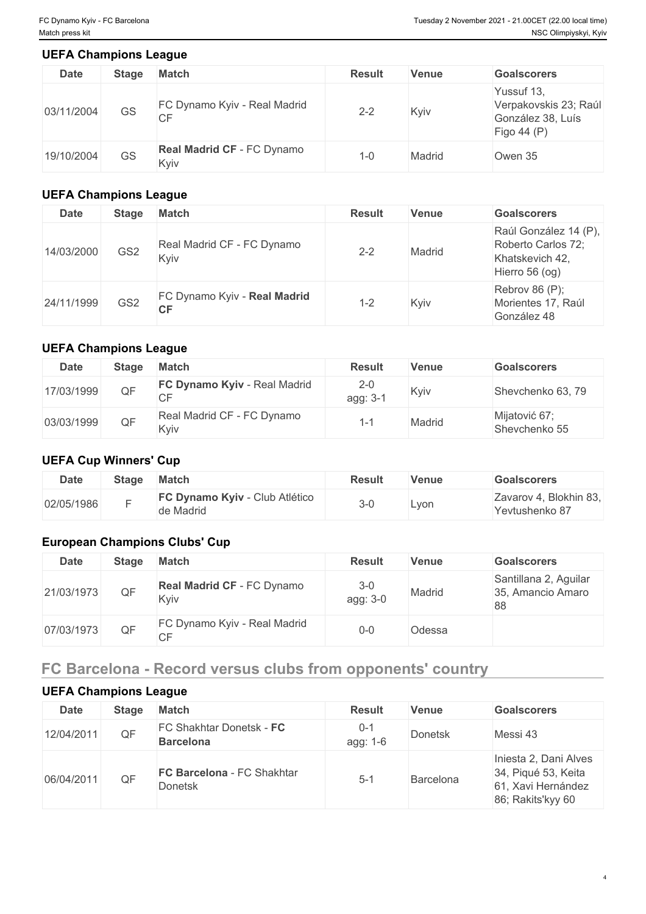### UEFA Champions League

| Date | Stage | Match | Result | Venue | Goalscorers |
|---|---|---|---|---|---|
| 03/11/2004 | GS | FC Dynamo Kyiv - Real Madrid CF | 2-2 | Kyiv | Yussuf 13, Verpakovskis 23; Raúl González 38, Luís Figo 44 (P) |
| 19/10/2004 | GS | **Real Madrid CF** - FC Dynamo Kyiv | 1-0 | Madrid | Owen 35 |

### UEFA Champions League

| Date | Stage | Match | Result | Venue | Goalscorers |
|---|---|---|---|---|---|
| 14/03/2000 | GS2 | Real Madrid CF - FC Dynamo Kyiv | 2-2 | Madrid | Raúl González 14 (P), Roberto Carlos 72; Khatskevich 42, Hierro 56 (og) |
| 24/11/1999 | GS2 | FC Dynamo Kyiv - **Real Madrid CF** | 1-2 | Kyiv | Rebrov 86 (P); Morientes 17, Raúl González 48 |

### UEFA Champions League

| Date | Stage | Match | Result | Venue | Goalscorers |
|---|---|---|---|---|---|
| 17/03/1999 | QF | **FC Dynamo Kyiv** - Real Madrid CF | 2-0 agg: 3-1 | Kyiv | Shevchenko 63, 79 |
| 03/03/1999 | QF | Real Madrid CF - FC Dynamo Kyiv | 1-1 | Madrid | Mijatović 67; Shevchenko 55 |

### UEFA Cup Winners' Cup

| Date | Stage | Match | Result | Venue | Goalscorers |
|---|---|---|---|---|---|
| 02/05/1986 | F | **FC Dynamo Kyiv** - Club Atlético de Madrid | 3-0 | Lyon | Zavarov 4, Blokhin 83, Yevtushenko 87 |

### European Champions Clubs' Cup

| Date | Stage | Match | Result | Venue | Goalscorers |
|---|---|---|---|---|---|
| 21/03/1973 | QF | **Real Madrid CF** - FC Dynamo Kyiv | 3-0 agg: 3-0 | Madrid | Santillana 2, Aguilar 35, Amancio Amaro 88 |
| 07/03/1973 | QF | FC Dynamo Kyiv - Real Madrid CF | 0-0 | Odessa | |

## FC Barcelona - Record versus clubs from opponents' country

### UEFA Champions League

| Date | Stage | Match | Result | Venue | Goalscorers |
|---|---|---|---|---|---|
| 12/04/2011 | QF | FC Shakhtar Donetsk - **FC Barcelona** | 0-1 agg: 1-6 | Donetsk | Messi 43 |
| 06/04/2011 | QF | **FC Barcelona** - FC Shakhtar Donetsk | 5-1 | Barcelona | Iniesta 2, Dani Alves 34, Piqué 53, Keita 61, Xavi Hernández 86; Rakits'kyy 60 |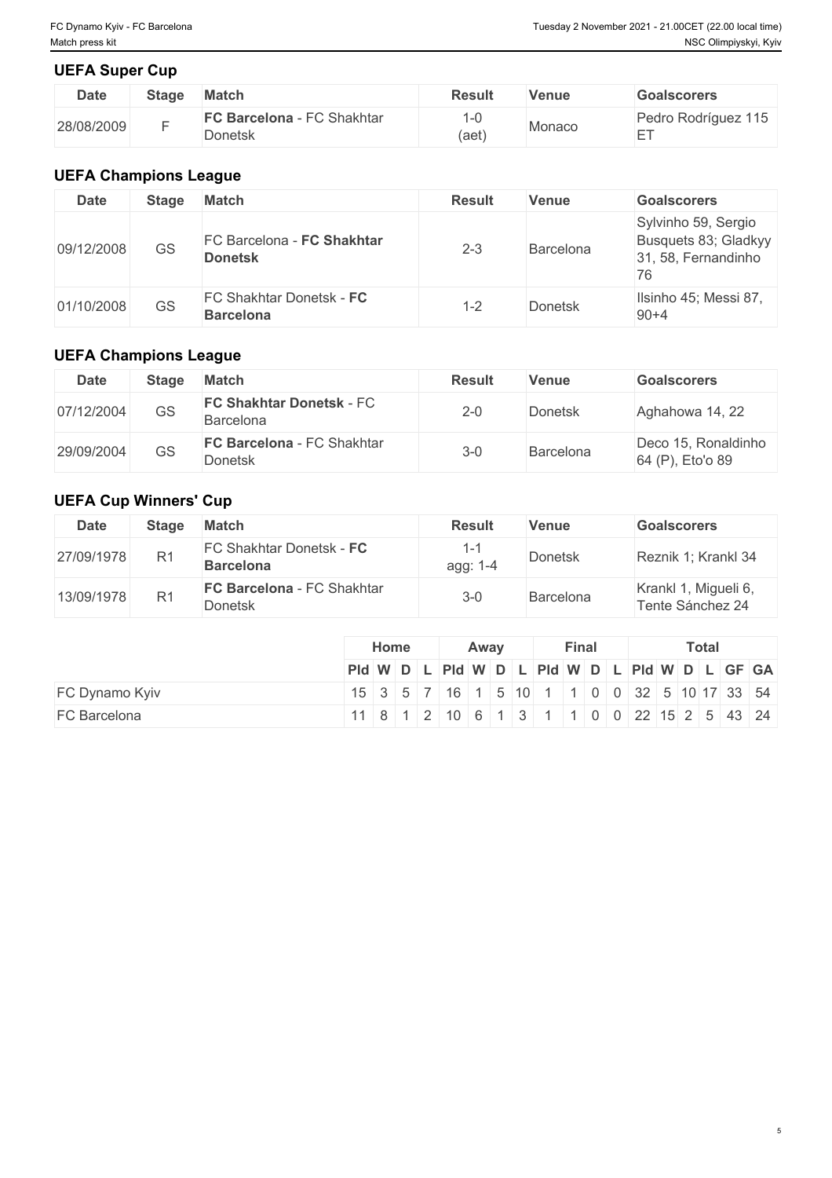## UEFA Super Cup

| Date | Stage | Match | Result | Venue | Goalscorers |
|---|---|---|---|---|---|
| 28/08/2009 | F | **FC Barcelona** - FC Shakhtar Donetsk | 1-0 (aet) | Monaco | Pedro Rodríguez 115 ET |

## UEFA Champions League

| Date | Stage | Match | Result | Venue | Goalscorers |
|---|---|---|---|---|---|
| 09/12/2008 | GS | FC Barcelona - **FC Shakhtar Donetsk** | 2-3 | Barcelona | Sylvinho 59, Sergio Busquets 83; Gladkyy 31, 58, Fernandinho 76 |
| 01/10/2008 | GS | FC Shakhtar Donetsk - **FC Barcelona** | 1-2 | Donetsk | Ilsinho 45; Messi 87, 90+4 |

## UEFA Champions League

| Date | Stage | Match | Result | Venue | Goalscorers |
|---|---|---|---|---|---|
| 07/12/2004 | GS | **FC Shakhtar Donetsk** - FC Barcelona | 2-0 | Donetsk | Aghahowa 14, 22 |
| 29/09/2004 | GS | **FC Barcelona** - FC Shakhtar Donetsk | 3-0 | Barcelona | Deco 15, Ronaldinho 64 (P), Eto'o 89 |

## UEFA Cup Winners' Cup

| Date | Stage | Match | Result | Venue | Goalscorers |
|---|---|---|---|---|---|
| 27/09/1978 | R1 | FC Shakhtar Donetsk - **FC Barcelona** | 1-1 agg: 1-4 | Donetsk | Reznik 1; Krankl 34 |
| 13/09/1978 | R1 | **FC Barcelona** - FC Shakhtar Donetsk | 3-0 | Barcelona | Krankl 1, Migueli 6, Tente Sánchez 24 |

| | Home | | | | Away | | | | Final | | | | Total | | | | | |
|---|---|---|---|---|---|---|---|---|---|---|---|---|---|---|---|---|---|---|
| | Pld | W | D | L | Pld | W | D | L | Pld | W | D | L | Pld | W | D | L | GF | GA |
| FC Dynamo Kyiv | 15 | 3 | 5 | 7 | 16 | 1 | 5 | 10 | 1 | 1 | 0 | 0 | 32 | 5 | 10 | 17 | 33 | 54 |
| FC Barcelona | 11 | 8 | 1 | 2 | 10 | 6 | 1 | 3 | 1 | 1 | 0 | 0 | 22 | 15 | 2 | 5 | 43 | 24 |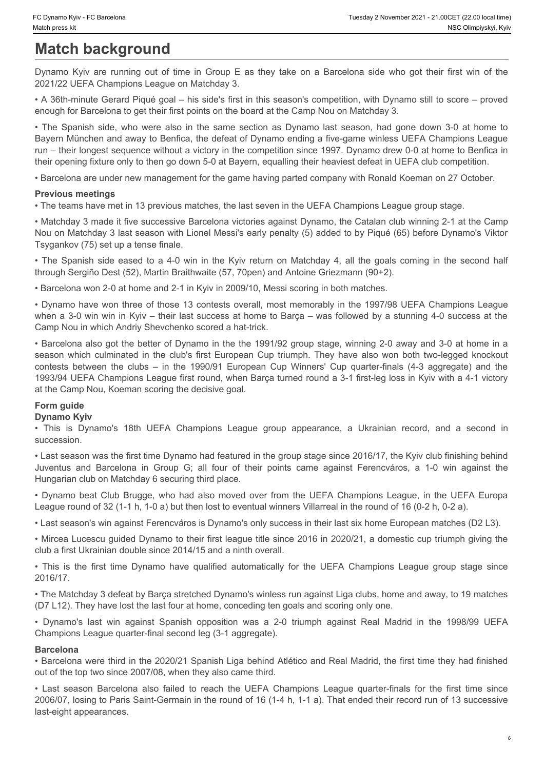# Match background

Dynamo Kyiv are running out of time in Group E as they take on a Barcelona side who got their first win of the 2021/22 UEFA Champions League on Matchday 3.

• A 36th-minute Gerard Piqué goal – his side's first in this season's competition, with Dynamo still to score – proved enough for Barcelona to get their first points on the board at the Camp Nou on Matchday 3.

• The Spanish side, who were also in the same section as Dynamo last season, had gone down 3-0 at home to Bayern München and away to Benfica, the defeat of Dynamo ending a five-game winless UEFA Champions League run – their longest sequence without a victory in the competition since 1997. Dynamo drew 0-0 at home to Benfica in their opening fixture only to then go down 5-0 at Bayern, equalling their heaviest defeat in UEFA club competition.

• Barcelona are under new management for the game having parted company with Ronald Koeman on 27 October.

### Previous meetings

• The teams have met in 13 previous matches, the last seven in the UEFA Champions League group stage.

• Matchday 3 made it five successive Barcelona victories against Dynamo, the Catalan club winning 2-1 at the Camp Nou on Matchday 3 last season with Lionel Messi's early penalty (5) added to by Piqué (65) before Dynamo's Viktor Tsygankov (75) set up a tense finale.

• The Spanish side eased to a 4-0 win in the Kyiv return on Matchday 4, all the goals coming in the second half through Sergiño Dest (52), Martin Braithwaite (57, 70pen) and Antoine Griezmann (90+2).

• Barcelona won 2-0 at home and 2-1 in Kyiv in 2009/10, Messi scoring in both matches.

• Dynamo have won three of those 13 contests overall, most memorably in the 1997/98 UEFA Champions League when a 3-0 win win in Kyiv – their last success at home to Barça – was followed by a stunning 4-0 success at the Camp Nou in which Andriy Shevchenko scored a hat-trick.

• Barcelona also got the better of Dynamo in the the 1991/92 group stage, winning 2-0 away and 3-0 at home in a season which culminated in the club's first European Cup triumph. They have also won both two-legged knockout contests between the clubs – in the 1990/91 European Cup Winners' Cup quarter-finals (4-3 aggregate) and the 1993/94 UEFA Champions League first round, when Barça turned round a 3-1 first-leg loss in Kyiv with a 4-1 victory at the Camp Nou, Koeman scoring the decisive goal.

### Form guide

**Dynamo Kyiv**

• This is Dynamo's 18th UEFA Champions League group appearance, a Ukrainian record, and a second in succession.

• Last season was the first time Dynamo had featured in the group stage since 2016/17, the Kyiv club finishing behind Juventus and Barcelona in Group G; all four of their points came against Ferencváros, a 1-0 win against the Hungarian club on Matchday 6 securing third place.

• Dynamo beat Club Brugge, who had also moved over from the UEFA Champions League, in the UEFA Europa League round of 32 (1-1 h, 1-0 a) but then lost to eventual winners Villarreal in the round of 16 (0-2 h, 0-2 a).

• Last season's win against Ferencváros is Dynamo's only success in their last six home European matches (D2 L3).

• Mircea Lucescu guided Dynamo to their first league title since 2016 in 2020/21, a domestic cup triumph giving the club a first Ukrainian double since 2014/15 and a ninth overall.

• This is the first time Dynamo have qualified automatically for the UEFA Champions League group stage since 2016/17.

• The Matchday 3 defeat by Barça stretched Dynamo's winless run against Liga clubs, home and away, to 19 matches (D7 L12). They have lost the last four at home, conceding ten goals and scoring only one.

• Dynamo's last win against Spanish opposition was a 2-0 triumph against Real Madrid in the 1998/99 UEFA Champions League quarter-final second leg (3-1 aggregate).

**Barcelona**

• Barcelona were third in the 2020/21 Spanish Liga behind Atlético and Real Madrid, the first time they had finished out of the top two since 2007/08, when they also came third.

• Last season Barcelona also failed to reach the UEFA Champions League quarter-finals for the first time since 2006/07, losing to Paris Saint-Germain in the round of 16 (1-4 h, 1-1 a). That ended their record run of 13 successive last-eight appearances.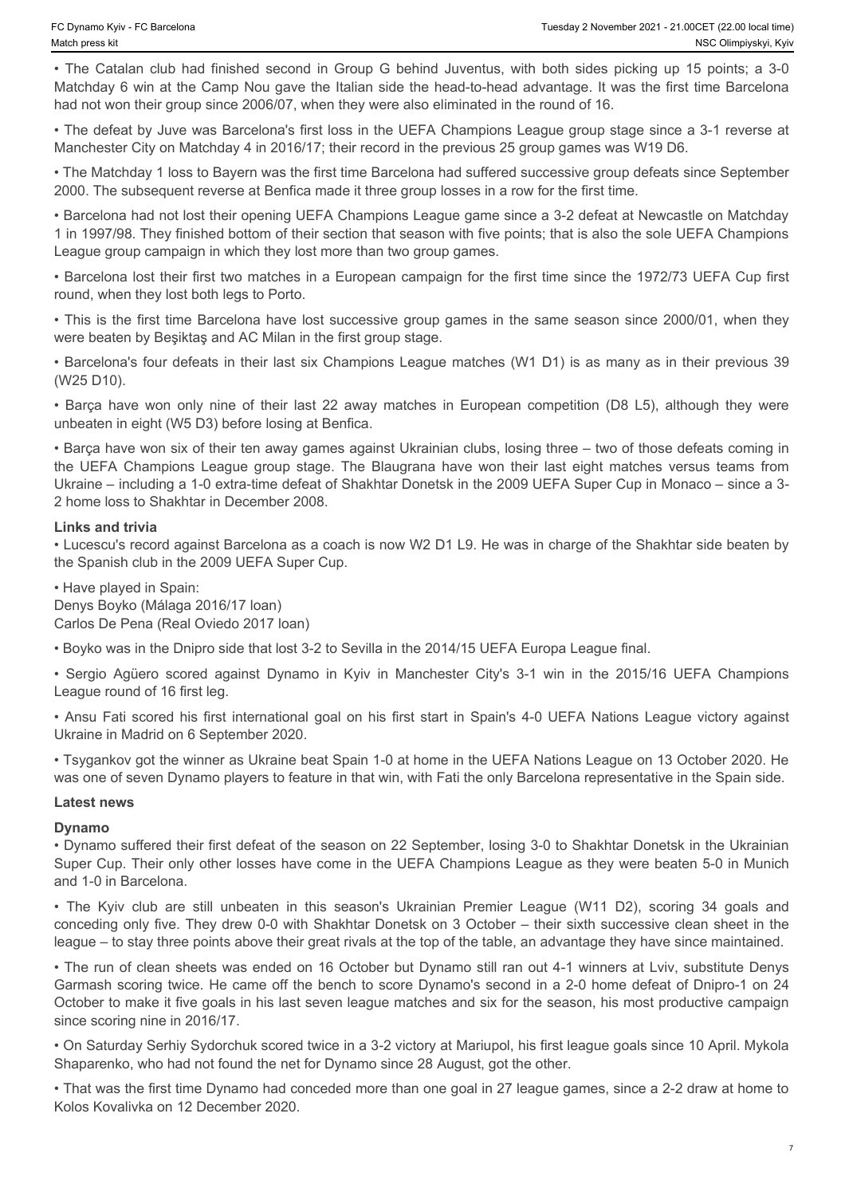• The Catalan club had finished second in Group G behind Juventus, with both sides picking up 15 points; a 3-0 Matchday 6 win at the Camp Nou gave the Italian side the head-to-head advantage. It was the first time Barcelona had not won their group since 2006/07, when they were also eliminated in the round of 16.

• The defeat by Juve was Barcelona's first loss in the UEFA Champions League group stage since a 3-1 reverse at Manchester City on Matchday 4 in 2016/17; their record in the previous 25 group games was W19 D6.

• The Matchday 1 loss to Bayern was the first time Barcelona had suffered successive group defeats since September 2000. The subsequent reverse at Benfica made it three group losses in a row for the first time.

• Barcelona had not lost their opening UEFA Champions League game since a 3-2 defeat at Newcastle on Matchday 1 in 1997/98. They finished bottom of their section that season with five points; that is also the sole UEFA Champions League group campaign in which they lost more than two group games.

• Barcelona lost their first two matches in a European campaign for the first time since the 1972/73 UEFA Cup first round, when they lost both legs to Porto.

• This is the first time Barcelona have lost successive group games in the same season since 2000/01, when they were beaten by Beşiktaş and AC Milan in the first group stage.

• Barcelona's four defeats in their last six Champions League matches (W1 D1) is as many as in their previous 39 (W25 D10).

• Barça have won only nine of their last 22 away matches in European competition (D8 L5), although they were unbeaten in eight (W5 D3) before losing at Benfica.

• Barça have won six of their ten away games against Ukrainian clubs, losing three – two of those defeats coming in the UEFA Champions League group stage. The Blaugrana have won their last eight matches versus teams from Ukraine – including a 1-0 extra-time defeat of Shakhtar Donetsk in the 2009 UEFA Super Cup in Monaco – since a 3-2 home loss to Shakhtar in December 2008.

**Links and trivia**

• Lucescu's record against Barcelona as a coach is now W2 D1 L9. He was in charge of the Shakhtar side beaten by the Spanish club in the 2009 UEFA Super Cup.

• Have played in Spain:
Denys Boyko (Málaga 2016/17 loan)
Carlos De Pena (Real Oviedo 2017 loan)

• Boyko was in the Dnipro side that lost 3-2 to Sevilla in the 2014/15 UEFA Europa League final.

• Sergio Agüero scored against Dynamo in Kyiv in Manchester City's 3-1 win in the 2015/16 UEFA Champions League round of 16 first leg.

• Ansu Fati scored his first international goal on his first start in Spain's 4-0 UEFA Nations League victory against Ukraine in Madrid on 6 September 2020.

• Tsygankov got the winner as Ukraine beat Spain 1-0 at home in the UEFA Nations League on 13 October 2020. He was one of seven Dynamo players to feature in that win, with Fati the only Barcelona representative in the Spain side.

**Latest news**

**Dynamo**

• Dynamo suffered their first defeat of the season on 22 September, losing 3-0 to Shakhtar Donetsk in the Ukrainian Super Cup. Their only other losses have come in the UEFA Champions League as they were beaten 5-0 in Munich and 1-0 in Barcelona.

• The Kyiv club are still unbeaten in this season's Ukrainian Premier League (W11 D2), scoring 34 goals and conceding only five. They drew 0-0 with Shakhtar Donetsk on 3 October – their sixth successive clean sheet in the league – to stay three points above their great rivals at the top of the table, an advantage they have since maintained.

• The run of clean sheets was ended on 16 October but Dynamo still ran out 4-1 winners at Lviv, substitute Denys Garmash scoring twice. He came off the bench to score Dynamo's second in a 2-0 home defeat of Dnipro-1 on 24 October to make it five goals in his last seven league matches and six for the season, his most productive campaign since scoring nine in 2016/17.

• On Saturday Serhiy Sydorchuk scored twice in a 3-2 victory at Mariupol, his first league goals since 10 April. Mykola Shaparenko, who had not found the net for Dynamo since 28 August, got the other.

• That was the first time Dynamo had conceded more than one goal in 27 league games, since a 2-2 draw at home to Kolos Kovalivka on 12 December 2020.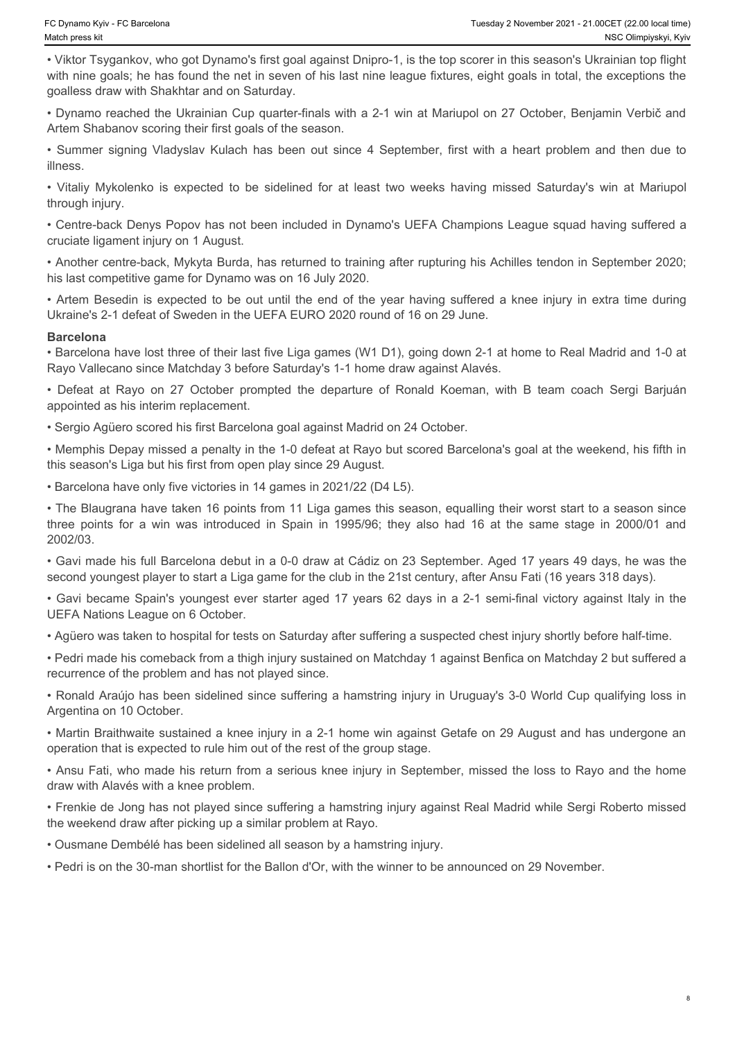- Viktor Tsygankov, who got Dynamo's first goal against Dnipro-1, is the top scorer in this season's Ukrainian top flight with nine goals; he has found the net in seven of his last nine league fixtures, eight goals in total, the exceptions the goalless draw with Shakhtar and on Saturday.

- Dynamo reached the Ukrainian Cup quarter-finals with a 2-1 win at Mariupol on 27 October, Benjamin Verbič and Artem Shabanov scoring their first goals of the season.

- Summer signing Vladyslav Kulach has been out since 4 September, first with a heart problem and then due to illness.

- Vitaliy Mykolenko is expected to be sidelined for at least two weeks having missed Saturday's win at Mariupol through injury.

- Centre-back Denys Popov has not been included in Dynamo's UEFA Champions League squad having suffered a cruciate ligament injury on 1 August.

- Another centre-back, Mykyta Burda, has returned to training after rupturing his Achilles tendon in September 2020; his last competitive game for Dynamo was on 16 July 2020.

- Artem Besedin is expected to be out until the end of the year having suffered a knee injury in extra time during Ukraine's 2-1 defeat of Sweden in the UEFA EURO 2020 round of 16 on 29 June.

**Barcelona**

- Barcelona have lost three of their last five Liga games (W1 D1), going down 2-1 at home to Real Madrid and 1-0 at Rayo Vallecano since Matchday 3 before Saturday's 1-1 home draw against Alavés.

- Defeat at Rayo on 27 October prompted the departure of Ronald Koeman, with B team coach Sergi Barjuán appointed as his interim replacement.

- Sergio Agüero scored his first Barcelona goal against Madrid on 24 October.

- Memphis Depay missed a penalty in the 1-0 defeat at Rayo but scored Barcelona's goal at the weekend, his fifth in this season's Liga but his first from open play since 29 August.

- Barcelona have only five victories in 14 games in 2021/22 (D4 L5).

- The Blaugrana have taken 16 points from 11 Liga games this season, equalling their worst start to a season since three points for a win was introduced in Spain in 1995/96; they also had 16 at the same stage in 2000/01 and 2002/03.

- Gavi made his full Barcelona debut in a 0-0 draw at Cádiz on 23 September. Aged 17 years 49 days, he was the second youngest player to start a Liga game for the club in the 21st century, after Ansu Fati (16 years 318 days).

- Gavi became Spain's youngest ever starter aged 17 years 62 days in a 2-1 semi-final victory against Italy in the UEFA Nations League on 6 October.

- Agüero was taken to hospital for tests on Saturday after suffering a suspected chest injury shortly before half-time.

- Pedri made his comeback from a thigh injury sustained on Matchday 1 against Benfica on Matchday 2 but suffered a recurrence of the problem and has not played since.

- Ronald Araújo has been sidelined since suffering a hamstring injury in Uruguay's 3-0 World Cup qualifying loss in Argentina on 10 October.

- Martin Braithwaite sustained a knee injury in a 2-1 home win against Getafe on 29 August and has undergone an operation that is expected to rule him out of the rest of the group stage.

- Ansu Fati, who made his return from a serious knee injury in September, missed the loss to Rayo and the home draw with Alavés with a knee problem.

- Frenkie de Jong has not played since suffering a hamstring injury against Real Madrid while Sergi Roberto missed the weekend draw after picking up a similar problem at Rayo.

- Ousmane Dembélé has been sidelined all season by a hamstring injury.

- Pedri is on the 30-man shortlist for the Ballon d'Or, with the winner to be announced on 29 November.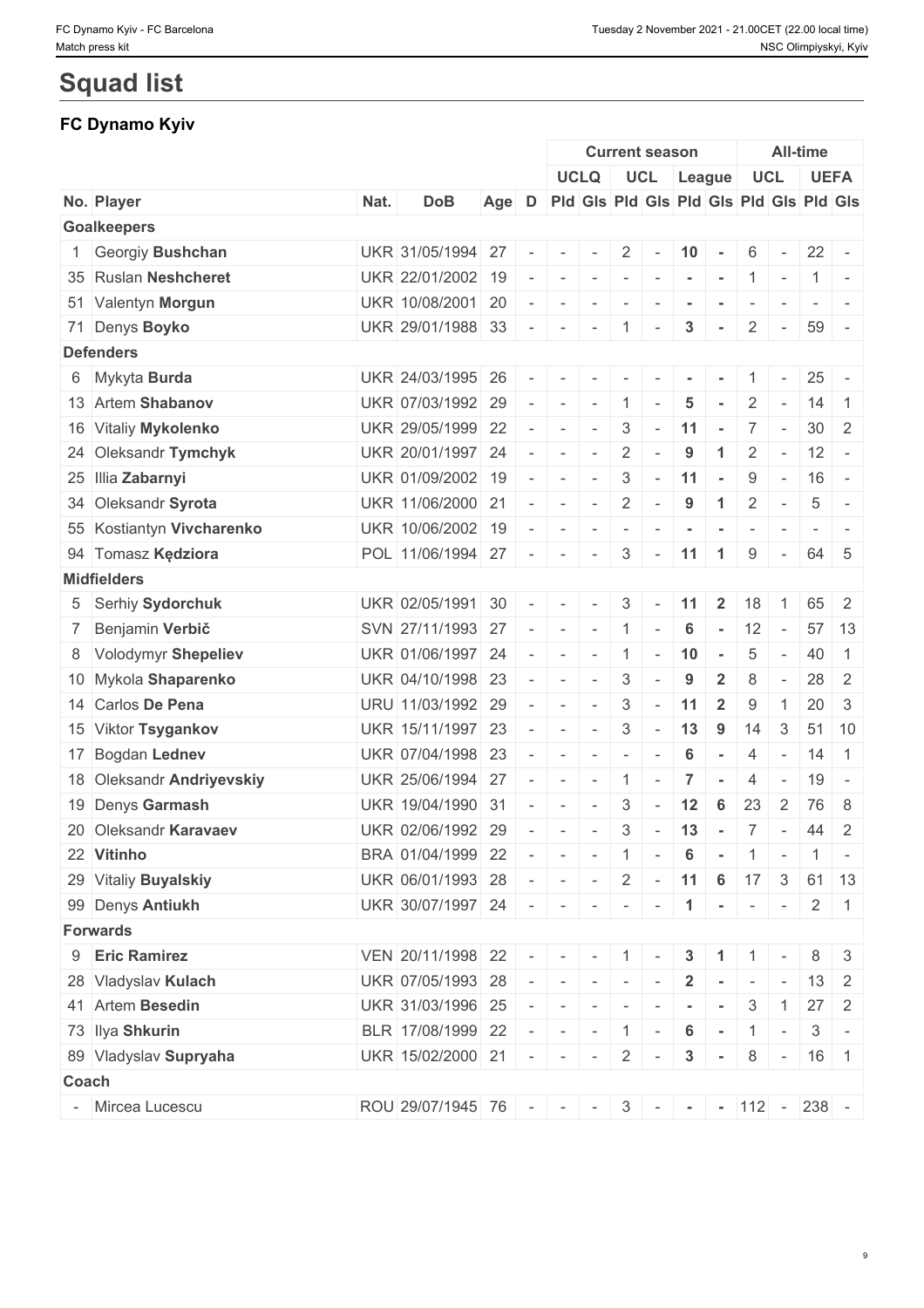# Squad list

## FC Dynamo Kyiv

| | | | | | | Current season | | | | | | All-time | | | |
|---|---|---|---|---|---|---|---|---|---|---|---|---|---|---|---|
| | | | | | | UCLQ | | UCL | | League | | UCL | | UEFA | |
| No. | Player | Nat. | DoB | Age | D | Pld | Gls | Pld | Gls | Pld | Gls | Pld | Gls | Pld | Gls |
| **Goalkeepers** | | | | | | | | | | | | | | | |
| 1 | Georgiy **Bushchan** | UKR | 31/05/1994 | 27 | - | - | - | 2 | - | 10 | - | 6 | - | 22 | - |
| 35 | Ruslan **Neshcheret** | UKR | 22/01/2002 | 19 | - | - | - | - | - | - | - | 1 | - | 1 | - |
| 51 | Valentyn **Morgun** | UKR | 10/08/2001 | 20 | - | - | - | - | - | - | - | - | - | - | - |
| 71 | Denys **Boyko** | UKR | 29/01/1988 | 33 | - | - | - | 1 | - | 3 | - | 2 | - | 59 | - |
| **Defenders** | | | | | | | | | | | | | | | |
| 6 | Mykyta **Burda** | UKR | 24/03/1995 | 26 | - | - | - | - | - | - | - | 1 | - | 25 | - |
| 13 | Artem **Shabanov** | UKR | 07/03/1992 | 29 | - | - | - | 1 | - | 5 | - | 2 | - | 14 | 1 |
| 16 | Vitaliy **Mykolenko** | UKR | 29/05/1999 | 22 | - | - | - | 3 | - | 11 | - | 7 | - | 30 | 2 |
| 24 | Oleksandr **Tymchyk** | UKR | 20/01/1997 | 24 | - | - | - | 2 | - | 9 | 1 | 2 | - | 12 | - |
| 25 | Illia **Zabarnyi** | UKR | 01/09/2002 | 19 | - | - | - | 3 | - | 11 | - | 9 | - | 16 | - |
| 34 | Oleksandr **Syrota** | UKR | 11/06/2000 | 21 | - | - | - | 2 | - | 9 | 1 | 2 | - | 5 | - |
| 55 | Kostiantyn **Vivcharenko** | UKR | 10/06/2002 | 19 | - | - | - | - | - | - | - | - | - | - | - |
| 94 | Tomasz **Kędziora** | POL | 11/06/1994 | 27 | - | - | - | 3 | - | 11 | 1 | 9 | - | 64 | 5 |
| **Midfielders** | | | | | | | | | | | | | | | |
| 5 | Serhiy **Sydorchuk** | UKR | 02/05/1991 | 30 | - | - | - | 3 | - | 11 | 2 | 18 | 1 | 65 | 2 |
| 7 | Benjamin **Verbič** | SVN | 27/11/1993 | 27 | - | - | - | 1 | - | 6 | - | 12 | - | 57 | 13 |
| 8 | Volodymyr **Shepeliev** | UKR | 01/06/1997 | 24 | - | - | - | 1 | - | 10 | - | 5 | - | 40 | 1 |
| 10 | Mykola **Shaparenko** | UKR | 04/10/1998 | 23 | - | - | - | 3 | - | 9 | 2 | 8 | - | 28 | 2 |
| 14 | Carlos **De Pena** | URU | 11/03/1992 | 29 | - | - | - | 3 | - | 11 | 2 | 9 | 1 | 20 | 3 |
| 15 | Viktor **Tsygankov** | UKR | 15/11/1997 | 23 | - | - | - | 3 | - | 13 | 9 | 14 | 3 | 51 | 10 |
| 17 | Bogdan **Lednev** | UKR | 07/04/1998 | 23 | - | - | - | - | - | 6 | - | 4 | - | 14 | 1 |
| 18 | Oleksandr **Andriyevskiy** | UKR | 25/06/1994 | 27 | - | - | - | 1 | - | 7 | - | 4 | - | 19 | - |
| 19 | Denys **Garmash** | UKR | 19/04/1990 | 31 | - | - | - | 3 | - | 12 | 6 | 23 | 2 | 76 | 8 |
| 20 | Oleksandr **Karavaev** | UKR | 02/06/1992 | 29 | - | - | - | 3 | - | 13 | - | 7 | - | 44 | 2 |
| 22 | **Vitinho** | BRA | 01/04/1999 | 22 | - | - | - | 1 | - | 6 | - | 1 | - | 1 | - |
| 29 | Vitaliy **Buyalskiy** | UKR | 06/01/1993 | 28 | - | - | - | 2 | - | 11 | 6 | 17 | 3 | 61 | 13 |
| 99 | Denys **Antiukh** | UKR | 30/07/1997 | 24 | - | - | - | - | - | 1 | - | - | - | 2 | 1 |
| **Forwards** | | | | | | | | | | | | | | | |
| 9 | **Eric Ramirez** | VEN | 20/11/1998 | 22 | - | - | - | 1 | - | 3 | 1 | 1 | - | 8 | 3 |
| 28 | Vladyslav **Kulach** | UKR | 07/05/1993 | 28 | - | - | - | - | - | 2 | - | - | - | 13 | 2 |
| 41 | Artem **Besedin** | UKR | 31/03/1996 | 25 | - | - | - | - | - | - | - | 3 | 1 | 27 | 2 |
| 73 | Ilya **Shkurin** | BLR | 17/08/1999 | 22 | - | - | - | 1 | - | 6 | - | 1 | - | 3 | - |
| 89 | Vladyslav **Supryaha** | UKR | 15/02/2000 | 21 | - | - | - | 2 | - | 3 | - | 8 | - | 16 | 1 |
| **Coach** | | | | | | | | | | | | | | | |
| - | Mircea Lucescu | ROU | 29/07/1945 | 76 | - | - | - | 3 | - | - | - | 112 | - | 238 | - |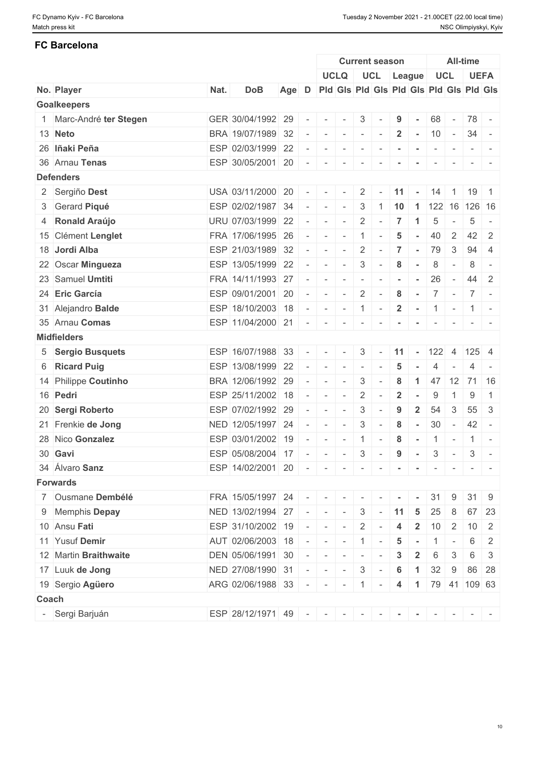## FC Barcelona

| | | | | | Current season | | | | | | All-time | | | |
|---|---|---|---|---|---|---|---|---|---|---|---|---|---|---|
| | | | | | UCLQ | | UCL | | League | | UCL | | UEFA | |
| No. Player | Nat. | DoB | Age | D | Pld | Gls | Pld | Gls | Pld | Gls | Pld | Gls | Pld | Gls |
| **Goalkeepers** | | | | | | | | | | | | | | |
| 1 Marc-André **ter Stegen** | GER | 30/04/1992 | 29 | - | - | - | 3 | - | 9 | - | 68 | - | 78 | - |
| 13 **Neto** | BRA | 19/07/1989 | 32 | - | - | - | - | - | 2 | - | 10 | - | 34 | - |
| 26 **Iñaki Peña** | ESP | 02/03/1999 | 22 | - | - | - | - | - | - | - | - | - | - | - |
| 36 Arnau **Tenas** | ESP | 30/05/2001 | 20 | - | - | - | - | - | - | - | - | - | - | - |
| **Defenders** | | | | | | | | | | | | | | |
| 2 Sergiño **Dest** | USA | 03/11/2000 | 20 | - | - | - | 2 | - | 11 | - | 14 | 1 | 19 | 1 |
| 3 Gerard **Piqué** | ESP | 02/02/1987 | 34 | - | - | - | 3 | 1 | 10 | 1 | 122 | 16 | 126 | 16 |
| 4 **Ronald Araújo** | URU | 07/03/1999 | 22 | - | - | - | 2 | - | 7 | 1 | 5 | - | 5 | - |
| 15 Clément **Lenglet** | FRA | 17/06/1995 | 26 | - | - | - | 1 | - | 5 | - | 40 | 2 | 42 | 2 |
| 18 **Jordi Alba** | ESP | 21/03/1989 | 32 | - | - | - | 2 | - | 7 | - | 79 | 3 | 94 | 4 |
| 22 Oscar **Mingueza** | ESP | 13/05/1999 | 22 | - | - | - | 3 | - | 8 | - | 8 | - | 8 | - |
| 23 Samuel **Umtiti** | FRA | 14/11/1993 | 27 | - | - | - | - | - | - | - | 26 | - | 44 | 2 |
| 24 **Eric García** | ESP | 09/01/2001 | 20 | - | - | - | 2 | - | 8 | - | 7 | - | 7 | - |
| 31 Alejandro **Balde** | ESP | 18/10/2003 | 18 | - | - | - | 1 | - | 2 | - | 1 | - | 1 | - |
| 35 Arnau **Comas** | ESP | 11/04/2000 | 21 | - | - | - | - | - | - | - | - | - | - | - |
| **Midfielders** | | | | | | | | | | | | | | |
| 5 **Sergio Busquets** | ESP | 16/07/1988 | 33 | - | - | - | 3 | - | 11 | - | 122 | 4 | 125 | 4 |
| 6 **Ricard Puig** | ESP | 13/08/1999 | 22 | - | - | - | - | - | 5 | - | 4 | - | 4 | - |
| 14 Philippe **Coutinho** | BRA | 12/06/1992 | 29 | - | - | - | 3 | - | 8 | 1 | 47 | 12 | 71 | 16 |
| 16 **Pedri** | ESP | 25/11/2002 | 18 | - | - | - | 2 | - | 2 | - | 9 | 1 | 9 | 1 |
| 20 **Sergi Roberto** | ESP | 07/02/1992 | 29 | - | - | - | 3 | - | 9 | 2 | 54 | 3 | 55 | 3 |
| 21 Frenkie **de Jong** | NED | 12/05/1997 | 24 | - | - | - | 3 | - | 8 | - | 30 | - | 42 | - |
| 28 Nico **Gonzalez** | ESP | 03/01/2002 | 19 | - | - | - | 1 | - | 8 | - | 1 | - | 1 | - |
| 30 **Gavi** | ESP | 05/08/2004 | 17 | - | - | - | 3 | - | 9 | - | 3 | - | 3 | - |
| 34 Álvaro **Sanz** | ESP | 14/02/2001 | 20 | - | - | - | - | - | - | - | - | - | - | - |
| **Forwards** | | | | | | | | | | | | | | |
| 7 Ousmane **Dembélé** | FRA | 15/05/1997 | 24 | - | - | - | - | - | - | - | 31 | 9 | 31 | 9 |
| 9 Memphis **Depay** | NED | 13/02/1994 | 27 | - | - | - | 3 | - | 11 | 5 | 25 | 8 | 67 | 23 |
| 10 Ansu **Fati** | ESP | 31/10/2002 | 19 | - | - | - | 2 | - | 4 | 2 | 10 | 2 | 10 | 2 |
| 11 Yusuf **Demir** | AUT | 02/06/2003 | 18 | - | - | - | 1 | - | 5 | - | 1 | - | 6 | 2 |
| 12 Martin **Braithwaite** | DEN | 05/06/1991 | 30 | - | - | - | - | - | 3 | 2 | 6 | 3 | 6 | 3 |
| 17 Luuk **de Jong** | NED | 27/08/1990 | 31 | - | - | - | 3 | - | 6 | 1 | 32 | 9 | 86 | 28 |
| 19 Sergio **Agüero** | ARG | 02/06/1988 | 33 | - | - | - | 1 | - | 4 | 1 | 79 | 41 | 109 | 63 |
| **Coach** | | | | | | | | | | | | | | |
| - Sergi Barjuán | ESP | 28/12/1971 | 49 | - | - | - | - | - | - | - | - | - | - | - |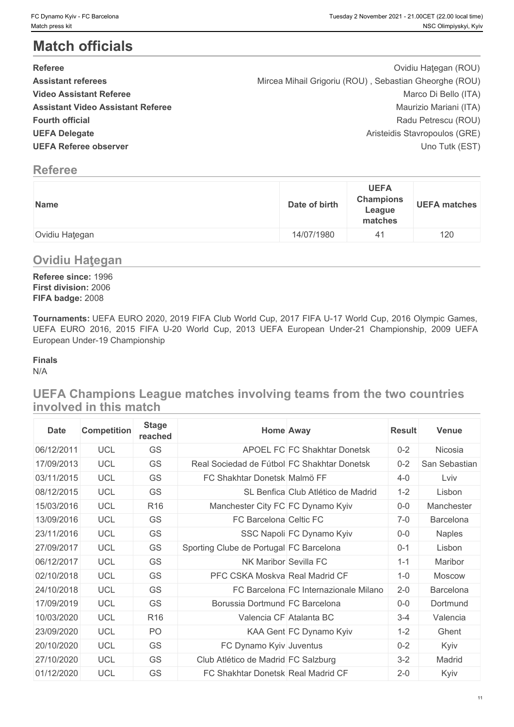# Match officials

| | |
|---|---|
| **Referee** | Ovidiu Haţegan (ROU) |
| **Assistant referees** | Mircea Mihail Grigoriu (ROU) , Sebastian Gheorghe (ROU) |
| **Video Assistant Referee** | Marco Di Bello (ITA) |
| **Assistant Video Assistant Referee** | Maurizio Mariani (ITA) |
| **Fourth official** | Radu Petrescu (ROU) |
| **UEFA Delegate** | Aristeidis Stavropoulos (GRE) |
| **UEFA Referee observer** | Uno Tutk (EST) |

## Referee

| Name | Date of birth | UEFA Champions League matches | UEFA matches |
|---|---|---|---|
| Ovidiu Haţegan | 14/07/1980 | 41 | 120 |

## Ovidiu Haţegan

**Referee since:** 1996
**First division:** 2006
**FIFA badge:** 2008

**Tournaments:** UEFA EURO 2020, 2019 FIFA Club World Cup, 2017 FIFA U-17 World Cup, 2016 Olympic Games, UEFA EURO 2016, 2015 FIFA U-20 World Cup, 2013 UEFA European Under-21 Championship, 2009 UEFA European Under-19 Championship

**Finals**

N/A

## UEFA Champions League matches involving teams from the two countries involved in this match

| Date | Competition | Stage reached | Home | Away | Result | Venue |
|---|---|---|---|---|---|---|
| 06/12/2011 | UCL | GS | APOEL FC | FC Shakhtar Donetsk | 0-2 | Nicosia |
| 17/09/2013 | UCL | GS | Real Sociedad de Fútbol | FC Shakhtar Donetsk | 0-2 | San Sebastian |
| 03/11/2015 | UCL | GS | FC Shakhtar Donetsk | Malmö FF | 4-0 | Lviv |
| 08/12/2015 | UCL | GS | SL Benfica | Club Atlético de Madrid | 1-2 | Lisbon |
| 15/03/2016 | UCL | R16 | Manchester City FC | FC Dynamo Kyiv | 0-0 | Manchester |
| 13/09/2016 | UCL | GS | FC Barcelona | Celtic FC | 7-0 | Barcelona |
| 23/11/2016 | UCL | GS | SSC Napoli | FC Dynamo Kyiv | 0-0 | Naples |
| 27/09/2017 | UCL | GS | Sporting Clube de Portugal | FC Barcelona | 0-1 | Lisbon |
| 06/12/2017 | UCL | GS | NK Maribor | Sevilla FC | 1-1 | Maribor |
| 02/10/2018 | UCL | GS | PFC CSKA Moskva | Real Madrid CF | 1-0 | Moscow |
| 24/10/2018 | UCL | GS | FC Barcelona | FC Internazionale Milano | 2-0 | Barcelona |
| 17/09/2019 | UCL | GS | Borussia Dortmund | FC Barcelona | 0-0 | Dortmund |
| 10/03/2020 | UCL | R16 | Valencia CF | Atalanta BC | 3-4 | Valencia |
| 23/09/2020 | UCL | PO | KAA Gent | FC Dynamo Kyiv | 1-2 | Ghent |
| 20/10/2020 | UCL | GS | FC Dynamo Kyiv | Juventus | 0-2 | Kyiv |
| 27/10/2020 | UCL | GS | Club Atlético de Madrid | FC Salzburg | 3-2 | Madrid |
| 01/12/2020 | UCL | GS | FC Shakhtar Donetsk | Real Madrid CF | 2-0 | Kyiv |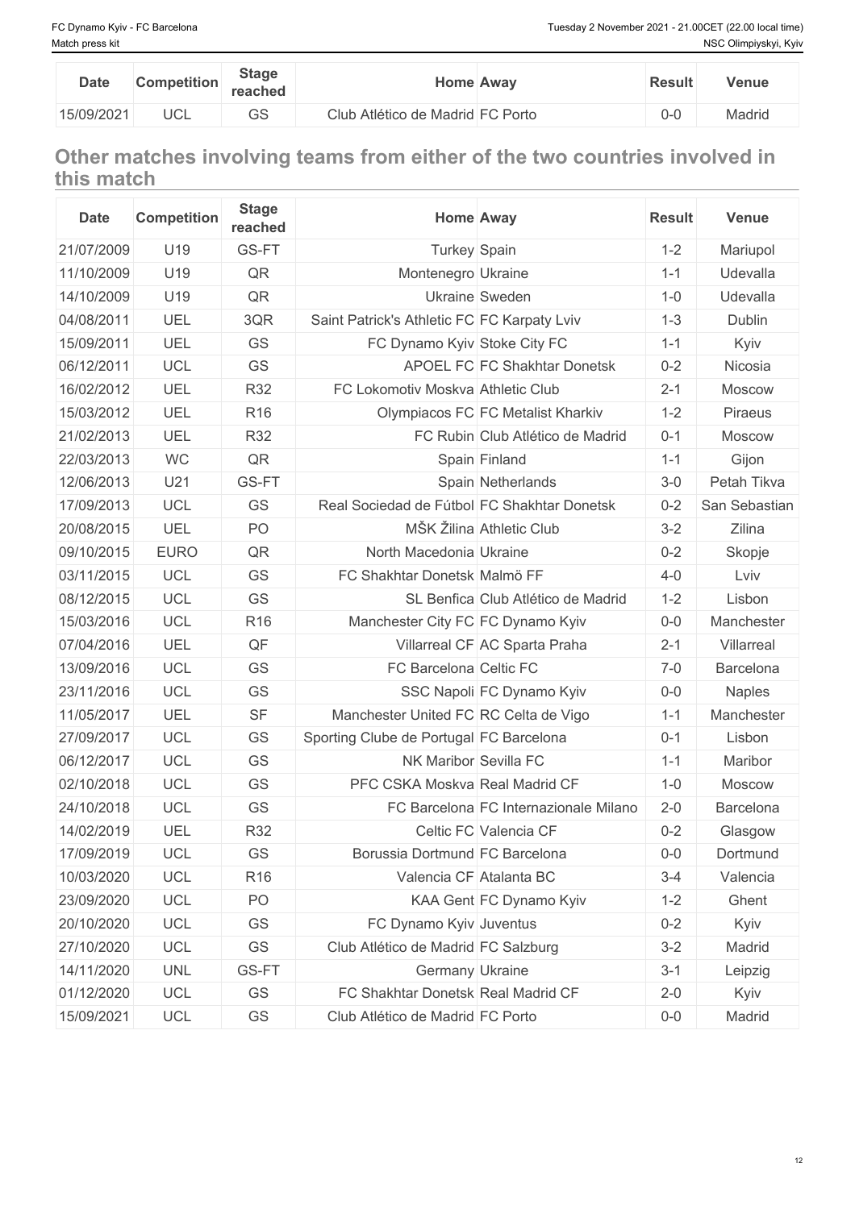| Date | Competition | Stage reached | Home | Away | Result | Venue |
|---|---|---|---|---|---|---|
| 15/09/2021 | UCL | GS | Club Atlético de Madrid | FC Porto | 0-0 | Madrid |

## Other matches involving teams from either of the two countries involved in this match

| Date | Competition | Stage reached | Home | Away | Result | Venue |
|---|---|---|---|---|---|---|
| 21/07/2009 | U19 | GS-FT | Turkey | Spain | 1-2 | Mariupol |
| 11/10/2009 | U19 | QR | Montenegro | Ukraine | 1-1 | Udevalla |
| 14/10/2009 | U19 | QR | Ukraine | Sweden | 1-0 | Udevalla |
| 04/08/2011 | UEL | 3QR | Saint Patrick's Athletic FC | FC Karpaty Lviv | 1-3 | Dublin |
| 15/09/2011 | UEL | GS | FC Dynamo Kyiv | Stoke City FC | 1-1 | Kyiv |
| 06/12/2011 | UCL | GS | APOEL FC | FC Shakhtar Donetsk | 0-2 | Nicosia |
| 16/02/2012 | UEL | R32 | FC Lokomotiv Moskva | Athletic Club | 2-1 | Moscow |
| 15/03/2012 | UEL | R16 | Olympiacos FC | FC Metalist Kharkiv | 1-2 | Piraeus |
| 21/02/2013 | UEL | R32 | FC Rubin | Club Atlético de Madrid | 0-1 | Moscow |
| 22/03/2013 | WC | QR | Spain | Finland | 1-1 | Gijon |
| 12/06/2013 | U21 | GS-FT | Spain | Netherlands | 3-0 | Petah Tikva |
| 17/09/2013 | UCL | GS | Real Sociedad de Fútbol | FC Shakhtar Donetsk | 0-2 | San Sebastian |
| 20/08/2015 | UEL | PO | MŠK Žilina | Athletic Club | 3-2 | Zilina |
| 09/10/2015 | EURO | QR | North Macedonia | Ukraine | 0-2 | Skopje |
| 03/11/2015 | UCL | GS | FC Shakhtar Donetsk | Malmö FF | 4-0 | Lviv |
| 08/12/2015 | UCL | GS | SL Benfica | Club Atlético de Madrid | 1-2 | Lisbon |
| 15/03/2016 | UCL | R16 | Manchester City FC | FC Dynamo Kyiv | 0-0 | Manchester |
| 07/04/2016 | UEL | QF | Villarreal CF | AC Sparta Praha | 2-1 | Villarreal |
| 13/09/2016 | UCL | GS | FC Barcelona | Celtic FC | 7-0 | Barcelona |
| 23/11/2016 | UCL | GS | SSC Napoli | FC Dynamo Kyiv | 0-0 | Naples |
| 11/05/2017 | UEL | SF | Manchester United FC | RC Celta de Vigo | 1-1 | Manchester |
| 27/09/2017 | UCL | GS | Sporting Clube de Portugal | FC Barcelona | 0-1 | Lisbon |
| 06/12/2017 | UCL | GS | NK Maribor | Sevilla FC | 1-1 | Maribor |
| 02/10/2018 | UCL | GS | PFC CSKA Moskva | Real Madrid CF | 1-0 | Moscow |
| 24/10/2018 | UCL | GS | FC Barcelona | FC Internazionale Milano | 2-0 | Barcelona |
| 14/02/2019 | UEL | R32 | Celtic FC | Valencia CF | 0-2 | Glasgow |
| 17/09/2019 | UCL | GS | Borussia Dortmund | FC Barcelona | 0-0 | Dortmund |
| 10/03/2020 | UCL | R16 | Valencia CF | Atalanta BC | 3-4 | Valencia |
| 23/09/2020 | UCL | PO | KAA Gent | FC Dynamo Kyiv | 1-2 | Ghent |
| 20/10/2020 | UCL | GS | FC Dynamo Kyiv | Juventus | 0-2 | Kyiv |
| 27/10/2020 | UCL | GS | Club Atlético de Madrid | FC Salzburg | 3-2 | Madrid |
| 14/11/2020 | UNL | GS-FT | Germany | Ukraine | 3-1 | Leipzig |
| 01/12/2020 | UCL | GS | FC Shakhtar Donetsk | Real Madrid CF | 2-0 | Kyiv |
| 15/09/2021 | UCL | GS | Club Atlético de Madrid | FC Porto | 0-0 | Madrid |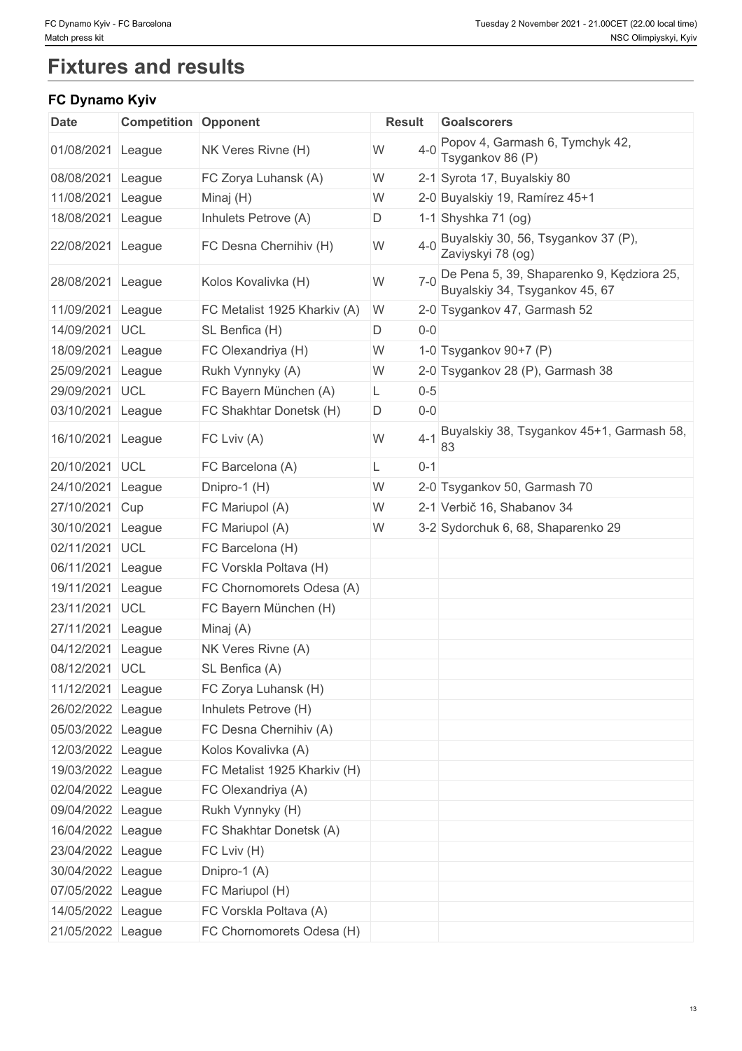# Fixtures and results

## FC Dynamo Kyiv

| Date | Competition | Opponent | Result | | Goalscorers |
|---|---|---|---|---|---|
| 01/08/2021 | League | NK Veres Rivne (H) | W | 4-0 | Popov 4, Garmash 6, Tymchyk 42, Tsygankov 86 (P) |
| 08/08/2021 | League | FC Zorya Luhansk (A) | W | 2-1 | Syrota 17, Buyalskiy 80 |
| 11/08/2021 | League | Minaj (H) | W | 2-0 | Buyalskiy 19, Ramírez 45+1 |
| 18/08/2021 | League | Inhulets Petrove (A) | D | 1-1 | Shyshka 71 (og) |
| 22/08/2021 | League | FC Desna Chernihiv (H) | W | 4-0 | Buyalskiy 30, 56, Tsygankov 37 (P), Zaviyskyi 78 (og) |
| 28/08/2021 | League | Kolos Kovalivka (H) | W | 7-0 | De Pena 5, 39, Shaparenko 9, Kędziora 25, Buyalskiy 34, Tsygankov 45, 67 |
| 11/09/2021 | League | FC Metalist 1925 Kharkiv (A) | W | 2-0 | Tsygankov 47, Garmash 52 |
| 14/09/2021 | UCL | SL Benfica (H) | D | 0-0 | |
| 18/09/2021 | League | FC Olexandriya (H) | W | 1-0 | Tsygankov 90+7 (P) |
| 25/09/2021 | League | Rukh Vynnyky (A) | W | 2-0 | Tsygankov 28 (P), Garmash 38 |
| 29/09/2021 | UCL | FC Bayern München (A) | L | 0-5 | |
| 03/10/2021 | League | FC Shakhtar Donetsk (H) | D | 0-0 | |
| 16/10/2021 | League | FC Lviv (A) | W | 4-1 | Buyalskiy 38, Tsygankov 45+1, Garmash 58, 83 |
| 20/10/2021 | UCL | FC Barcelona (A) | L | 0-1 | |
| 24/10/2021 | League | Dnipro-1 (H) | W | 2-0 | Tsygankov 50, Garmash 70 |
| 27/10/2021 | Cup | FC Mariupol (A) | W | 2-1 | Verbič 16, Shabanov 34 |
| 30/10/2021 | League | FC Mariupol (A) | W | 3-2 | Sydorchuk 6, 68, Shaparenko 29 |
| 02/11/2021 | UCL | FC Barcelona (H) | | | |
| 06/11/2021 | League | FC Vorskla Poltava (H) | | | |
| 19/11/2021 | League | FC Chornomorets Odesa (A) | | | |
| 23/11/2021 | UCL | FC Bayern München (H) | | | |
| 27/11/2021 | League | Minaj (A) | | | |
| 04/12/2021 | League | NK Veres Rivne (A) | | | |
| 08/12/2021 | UCL | SL Benfica (A) | | | |
| 11/12/2021 | League | FC Zorya Luhansk (H) | | | |
| 26/02/2022 | League | Inhulets Petrove (H) | | | |
| 05/03/2022 | League | FC Desna Chernihiv (A) | | | |
| 12/03/2022 | League | Kolos Kovalivka (A) | | | |
| 19/03/2022 | League | FC Metalist 1925 Kharkiv (H) | | | |
| 02/04/2022 | League | FC Olexandriya (A) | | | |
| 09/04/2022 | League | Rukh Vynnyky (H) | | | |
| 16/04/2022 | League | FC Shakhtar Donetsk (A) | | | |
| 23/04/2022 | League | FC Lviv (H) | | | |
| 30/04/2022 | League | Dnipro-1 (A) | | | |
| 07/05/2022 | League | FC Mariupol (H) | | | |
| 14/05/2022 | League | FC Vorskla Poltava (A) | | | |
| 21/05/2022 | League | FC Chornomorets Odesa (H) | | | |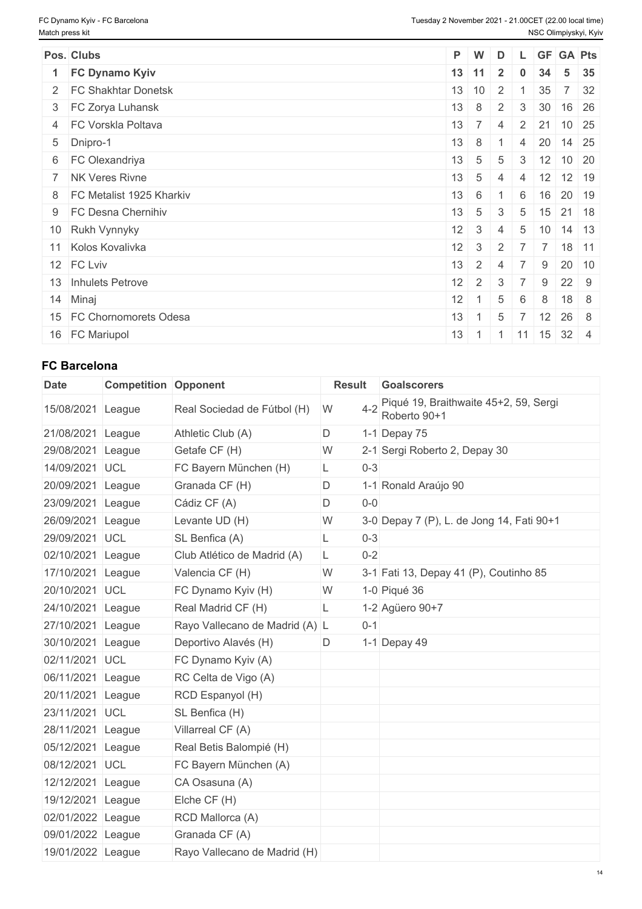| Pos. | Clubs | P | W | D | L | GF | GA | Pts |
|---|---|---|---|---|---|---|---|---|
| **1** | **FC Dynamo Kyiv** | **13** | **11** | **2** | **0** | **34** | **5** | **35** |
| 2 | FC Shakhtar Donetsk | 13 | 10 | 2 | 1 | 35 | 7 | 32 |
| 3 | FC Zorya Luhansk | 13 | 8 | 2 | 3 | 30 | 16 | 26 |
| 4 | FC Vorskla Poltava | 13 | 7 | 4 | 2 | 21 | 10 | 25 |
| 5 | Dnipro-1 | 13 | 8 | 1 | 4 | 20 | 14 | 25 |
| 6 | FC Olexandriya | 13 | 5 | 5 | 3 | 12 | 10 | 20 |
| 7 | NK Veres Rivne | 13 | 5 | 4 | 4 | 12 | 12 | 19 |
| 8 | FC Metalist 1925 Kharkiv | 13 | 6 | 1 | 6 | 16 | 20 | 19 |
| 9 | FC Desna Chernihiv | 13 | 5 | 3 | 5 | 15 | 21 | 18 |
| 10 | Rukh Vynnyky | 12 | 3 | 4 | 5 | 10 | 14 | 13 |
| 11 | Kolos Kovalivka | 12 | 3 | 2 | 7 | 7 | 18 | 11 |
| 12 | FC Lviv | 13 | 2 | 4 | 7 | 9 | 20 | 10 |
| 13 | Inhulets Petrove | 12 | 2 | 3 | 7 | 9 | 22 | 9 |
| 14 | Minaj | 12 | 1 | 5 | 6 | 8 | 18 | 8 |
| 15 | FC Chornomorets Odesa | 13 | 1 | 5 | 7 | 12 | 26 | 8 |
| 16 | FC Mariupol | 13 | 1 | 1 | 11 | 15 | 32 | 4 |

### FC Barcelona

| Date | Competition | Opponent | Result | | Goalscorers |
|---|---|---|---|---|---|
| 15/08/2021 | League | Real Sociedad de Fútbol (H) | W | 4-2 | Piqué 19, Braithwaite 45+2, 59, Sergi Roberto 90+1 |
| 21/08/2021 | League | Athletic Club (A) | D | 1-1 | Depay 75 |
| 29/08/2021 | League | Getafe CF (H) | W | 2-1 | Sergi Roberto 2, Depay 30 |
| 14/09/2021 | UCL | FC Bayern München (H) | L | 0-3 | |
| 20/09/2021 | League | Granada CF (H) | D | 1-1 | Ronald Araújo 90 |
| 23/09/2021 | League | Cádiz CF (A) | D | 0-0 | |
| 26/09/2021 | League | Levante UD (H) | W | 3-0 | Depay 7 (P), L. de Jong 14, Fati 90+1 |
| 29/09/2021 | UCL | SL Benfica (A) | L | 0-3 | |
| 02/10/2021 | League | Club Atlético de Madrid (A) | L | 0-2 | |
| 17/10/2021 | League | Valencia CF (H) | W | 3-1 | Fati 13, Depay 41 (P), Coutinho 85 |
| 20/10/2021 | UCL | FC Dynamo Kyiv (H) | W | 1-0 | Piqué 36 |
| 24/10/2021 | League | Real Madrid CF (H) | L | 1-2 | Agüero 90+7 |
| 27/10/2021 | League | Rayo Vallecano de Madrid (A) | L | 0-1 | |
| 30/10/2021 | League | Deportivo Alavés (H) | D | 1-1 | Depay 49 |
| 02/11/2021 | UCL | FC Dynamo Kyiv (A) | | | |
| 06/11/2021 | League | RC Celta de Vigo (A) | | | |
| 20/11/2021 | League | RCD Espanyol (H) | | | |
| 23/11/2021 | UCL | SL Benfica (H) | | | |
| 28/11/2021 | League | Villarreal CF (A) | | | |
| 05/12/2021 | League | Real Betis Balompié (H) | | | |
| 08/12/2021 | UCL | FC Bayern München (A) | | | |
| 12/12/2021 | League | CA Osasuna (A) | | | |
| 19/12/2021 | League | Elche CF (H) | | | |
| 02/01/2022 | League | RCD Mallorca (A) | | | |
| 09/01/2022 | League | Granada CF (A) | | | |
| 19/01/2022 | League | Rayo Vallecano de Madrid (H) | | | |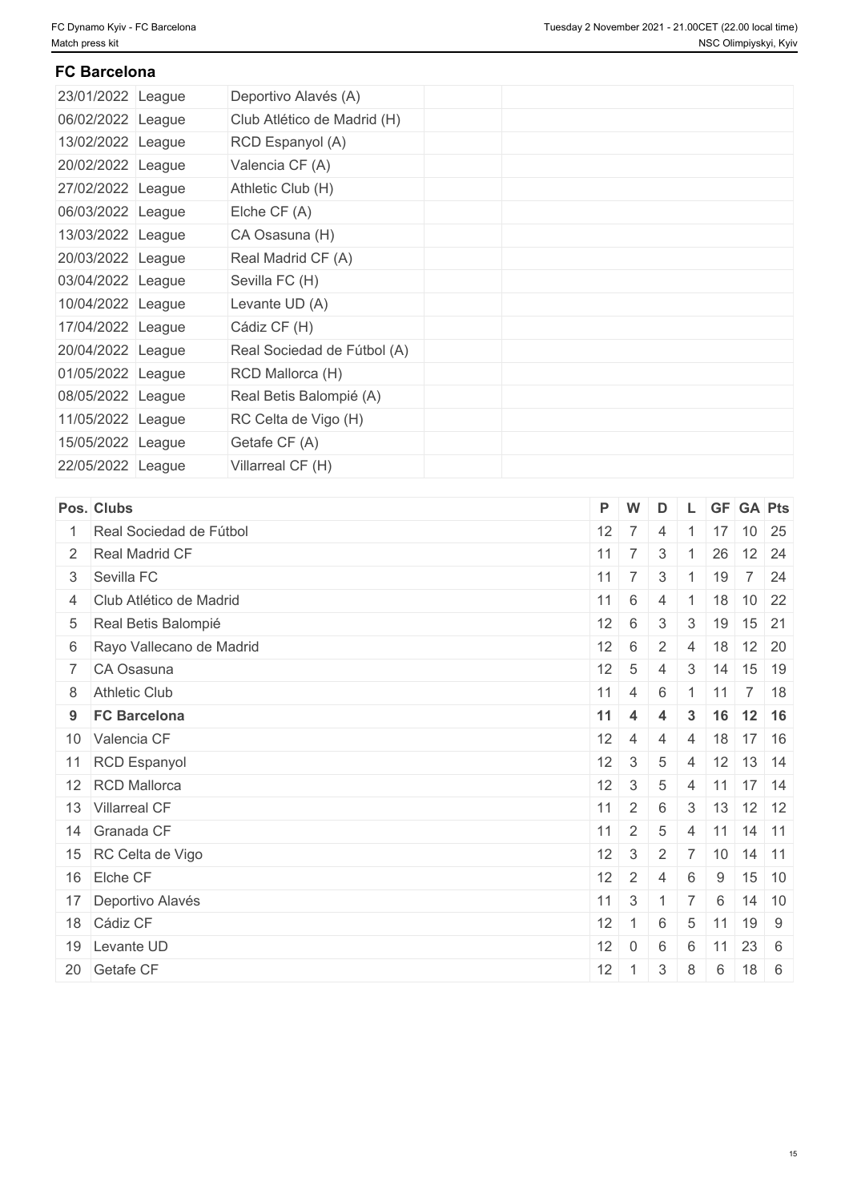## FC Barcelona

| | | | | |
|---|---|---|---|---|
| 23/01/2022 | League | Deportivo Alavés (A) | | |
| 06/02/2022 | League | Club Atlético de Madrid (H) | | |
| 13/02/2022 | League | RCD Espanyol (A) | | |
| 20/02/2022 | League | Valencia CF (A) | | |
| 27/02/2022 | League | Athletic Club (H) | | |
| 06/03/2022 | League | Elche CF (A) | | |
| 13/03/2022 | League | CA Osasuna (H) | | |
| 20/03/2022 | League | Real Madrid CF (A) | | |
| 03/04/2022 | League | Sevilla FC (H) | | |
| 10/04/2022 | League | Levante UD (A) | | |
| 17/04/2022 | League | Cádiz CF (H) | | |
| 20/04/2022 | League | Real Sociedad de Fútbol (A) | | |
| 01/05/2022 | League | RCD Mallorca (H) | | |
| 08/05/2022 | League | Real Betis Balompié (A) | | |
| 11/05/2022 | League | RC Celta de Vigo (H) | | |
| 15/05/2022 | League | Getafe CF (A) | | |
| 22/05/2022 | League | Villarreal CF (H) | | |

| Pos. | Clubs | P | W | D | L | GF | GA | Pts |
|---|---|---|---|---|---|---|---|---|
| 1 | Real Sociedad de Fútbol | 12 | 7 | 4 | 1 | 17 | 10 | 25 |
| 2 | Real Madrid CF | 11 | 7 | 3 | 1 | 26 | 12 | 24 |
| 3 | Sevilla FC | 11 | 7 | 3 | 1 | 19 | 7 | 24 |
| 4 | Club Atlético de Madrid | 11 | 6 | 4 | 1 | 18 | 10 | 22 |
| 5 | Real Betis Balompié | 12 | 6 | 3 | 3 | 19 | 15 | 21 |
| 6 | Rayo Vallecano de Madrid | 12 | 6 | 2 | 4 | 18 | 12 | 20 |
| 7 | CA Osasuna | 12 | 5 | 4 | 3 | 14 | 15 | 19 |
| 8 | Athletic Club | 11 | 4 | 6 | 1 | 11 | 7 | 18 |
| **9** | **FC Barcelona** | **11** | **4** | **4** | **3** | **16** | **12** | **16** |
| 10 | Valencia CF | 12 | 4 | 4 | 4 | 18 | 17 | 16 |
| 11 | RCD Espanyol | 12 | 3 | 5 | 4 | 12 | 13 | 14 |
| 12 | RCD Mallorca | 12 | 3 | 5 | 4 | 11 | 17 | 14 |
| 13 | Villarreal CF | 11 | 2 | 6 | 3 | 13 | 12 | 12 |
| 14 | Granada CF | 11 | 2 | 5 | 4 | 11 | 14 | 11 |
| 15 | RC Celta de Vigo | 12 | 3 | 2 | 7 | 10 | 14 | 11 |
| 16 | Elche CF | 12 | 2 | 4 | 6 | 9 | 15 | 10 |
| 17 | Deportivo Alavés | 11 | 3 | 1 | 7 | 6 | 14 | 10 |
| 18 | Cádiz CF | 12 | 1 | 6 | 5 | 11 | 19 | 9 |
| 19 | Levante UD | 12 | 0 | 6 | 6 | 11 | 23 | 6 |
| 20 | Getafe CF | 12 | 1 | 3 | 8 | 6 | 18 | 6 |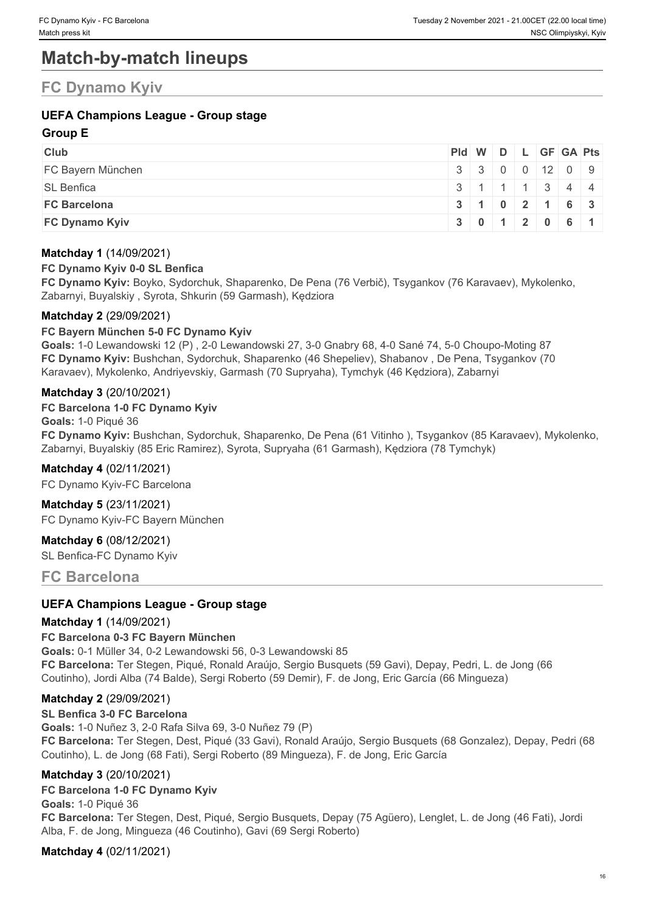# Match-by-match lineups

## FC Dynamo Kyiv

### UEFA Champions League - Group stage

**Group E**

| Club | Pld | W | D | L | GF | GA | Pts |
|---|---|---|---|---|---|---|---|
| FC Bayern München | 3 | 3 | 0 | 0 | 12 | 0 | 9 |
| SL Benfica | 3 | 1 | 1 | 1 | 3 | 4 | 4 |
| **FC Barcelona** | **3** | **1** | **0** | **2** | **1** | **6** | **3** |
| **FC Dynamo Kyiv** | **3** | **0** | **1** | **2** | **0** | **6** | **1** |

**Matchday 1** (14/09/2021)

**FC Dynamo Kyiv 0-0 SL Benfica**

**FC Dynamo Kyiv:** Boyko, Sydorchuk, Shaparenko, De Pena (76 Verbič), Tsygankov (76 Karavaev), Mykolenko, Zabarnyi, Buyalskiy , Syrota, Shkurin (59 Garmash), Kędziora

**Matchday 2** (29/09/2021)

**FC Bayern München 5-0 FC Dynamo Kyiv**

**Goals:** 1-0 Lewandowski 12 (P) , 2-0 Lewandowski 27, 3-0 Gnabry 68, 4-0 Sané 74, 5-0 Choupo-Moting 87

**FC Dynamo Kyiv:** Bushchan, Sydorchuk, Shaparenko (46 Shepeliev), Shabanov , De Pena, Tsygankov (70 Karavaev), Mykolenko, Andriyevskiy, Garmash (70 Supryaha), Tymchyk (46 Kędziora), Zabarnyi

**Matchday 3** (20/10/2021)

**FC Barcelona 1-0 FC Dynamo Kyiv**

**Goals:** 1-0 Piqué 36

**FC Dynamo Kyiv:** Bushchan, Sydorchuk, Shaparenko, De Pena (61 Vitinho ), Tsygankov (85 Karavaev), Mykolenko, Zabarnyi, Buyalskiy (85 Eric Ramirez), Syrota, Supryaha (61 Garmash), Kędziora (78 Tymchyk)

**Matchday 4** (02/11/2021)

FC Dynamo Kyiv-FC Barcelona

**Matchday 5** (23/11/2021)

FC Dynamo Kyiv-FC Bayern München

**Matchday 6** (08/12/2021)

SL Benfica-FC Dynamo Kyiv

## FC Barcelona

### UEFA Champions League - Group stage

**Matchday 1** (14/09/2021)

**FC Barcelona 0-3 FC Bayern München**

**Goals:** 0-1 Müller 34, 0-2 Lewandowski 56, 0-3 Lewandowski 85

**FC Barcelona:** Ter Stegen, Piqué, Ronald Araújo, Sergio Busquets (59 Gavi), Depay, Pedri, L. de Jong (66 Coutinho), Jordi Alba (74 Balde), Sergi Roberto (59 Demir), F. de Jong, Eric García (66 Mingueza)

**Matchday 2** (29/09/2021)

**SL Benfica 3-0 FC Barcelona**

**Goals:** 1-0 Nuñez 3, 2-0 Rafa Silva 69, 3-0 Nuñez 79 (P)

**FC Barcelona:** Ter Stegen, Dest, Piqué (33 Gavi), Ronald Araújo, Sergio Busquets (68 Gonzalez), Depay, Pedri (68 Coutinho), L. de Jong (68 Fati), Sergi Roberto (89 Mingueza), F. de Jong, Eric García

**Matchday 3** (20/10/2021)

**FC Barcelona 1-0 FC Dynamo Kyiv**

**Goals:** 1-0 Piqué 36

**FC Barcelona:** Ter Stegen, Dest, Piqué, Sergio Busquets, Depay (75 Agüero), Lenglet, L. de Jong (46 Fati), Jordi Alba, F. de Jong, Mingueza (46 Coutinho), Gavi (69 Sergi Roberto)

**Matchday 4** (02/11/2021)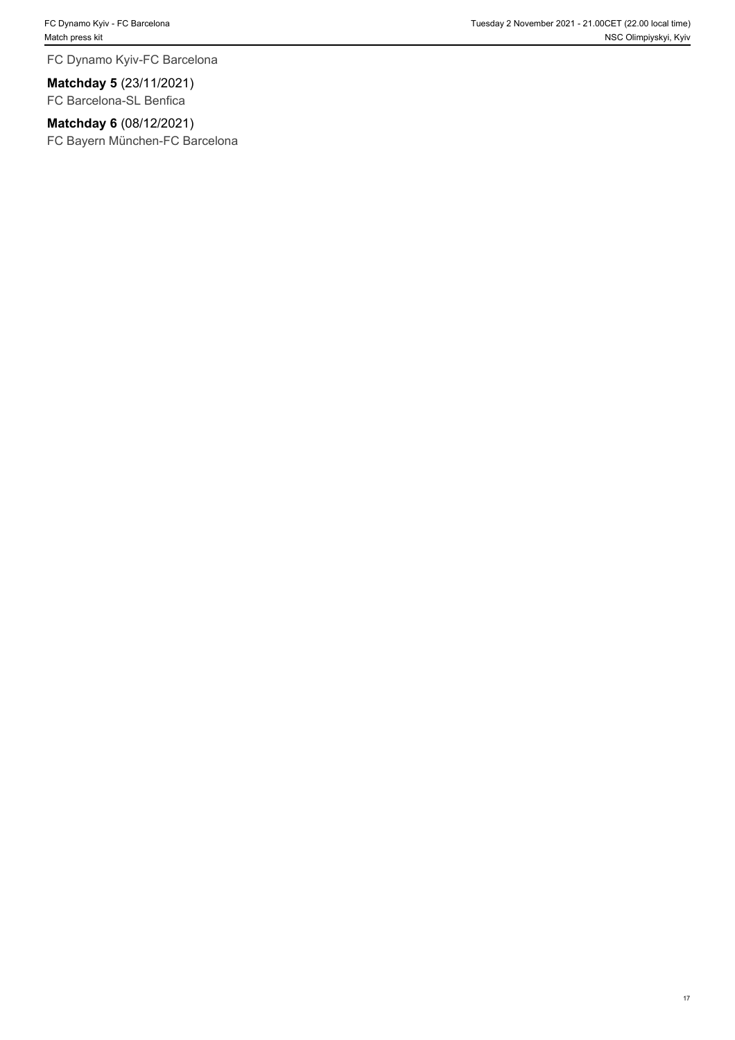FC Dynamo Kyiv-FC Barcelona

**Matchday 5** (23/11/2021)
FC Barcelona-SL Benfica

**Matchday 6** (08/12/2021)
FC Bayern München-FC Barcelona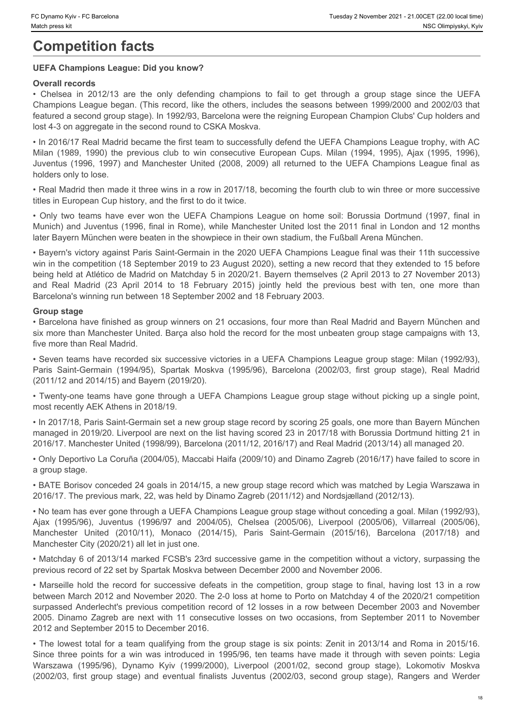# Competition facts

## UEFA Champions League: Did you know?

### Overall records

• Chelsea in 2012/13 are the only defending champions to fail to get through a group stage since the UEFA Champions League began. (This record, like the others, includes the seasons between 1999/2000 and 2002/03 that featured a second group stage). In 1992/93, Barcelona were the reigning European Champion Clubs' Cup holders and lost 4-3 on aggregate in the second round to CSKA Moskva.

• In 2016/17 Real Madrid became the first team to successfully defend the UEFA Champions League trophy, with AC Milan (1989, 1990) the previous club to win consecutive European Cups. Milan (1994, 1995), Ajax (1995, 1996), Juventus (1996, 1997) and Manchester United (2008, 2009) all returned to the UEFA Champions League final as holders only to lose.

• Real Madrid then made it three wins in a row in 2017/18, becoming the fourth club to win three or more successive titles in European Cup history, and the first to do it twice.

• Only two teams have ever won the UEFA Champions League on home soil: Borussia Dortmund (1997, final in Munich) and Juventus (1996, final in Rome), while Manchester United lost the 2011 final in London and 12 months later Bayern München were beaten in the showpiece in their own stadium, the Fußball Arena München.

• Bayern's victory against Paris Saint-Germain in the 2020 UEFA Champions League final was their 11th successive win in the competition (18 September 2019 to 23 August 2020), setting a new record that they extended to 15 before being held at Atlético de Madrid on Matchday 5 in 2020/21. Bayern themselves (2 April 2013 to 27 November 2013) and Real Madrid (23 April 2014 to 18 February 2015) jointly held the previous best with ten, one more than Barcelona's winning run between 18 September 2002 and 18 February 2003.

### Group stage

• Barcelona have finished as group winners on 21 occasions, four more than Real Madrid and Bayern München and six more than Manchester United. Barça also hold the record for the most unbeaten group stage campaigns with 13, five more than Real Madrid.

• Seven teams have recorded six successive victories in a UEFA Champions League group stage: Milan (1992/93), Paris Saint-Germain (1994/95), Spartak Moskva (1995/96), Barcelona (2002/03, first group stage), Real Madrid (2011/12 and 2014/15) and Bayern (2019/20).

• Twenty-one teams have gone through a UEFA Champions League group stage without picking up a single point, most recently AEK Athens in 2018/19.

• In 2017/18, Paris Saint-Germain set a new group stage record by scoring 25 goals, one more than Bayern München managed in 2019/20. Liverpool are next on the list having scored 23 in 2017/18 with Borussia Dortmund hitting 21 in 2016/17. Manchester United (1998/99), Barcelona (2011/12, 2016/17) and Real Madrid (2013/14) all managed 20.

• Only Deportivo La Coruña (2004/05), Maccabi Haifa (2009/10) and Dinamo Zagreb (2016/17) have failed to score in a group stage.

• BATE Borisov conceded 24 goals in 2014/15, a new group stage record which was matched by Legia Warszawa in 2016/17. The previous mark, 22, was held by Dinamo Zagreb (2011/12) and Nordsjælland (2012/13).

• No team has ever gone through a UEFA Champions League group stage without conceding a goal. Milan (1992/93), Ajax (1995/96), Juventus (1996/97 and 2004/05), Chelsea (2005/06), Liverpool (2005/06), Villarreal (2005/06), Manchester United (2010/11), Monaco (2014/15), Paris Saint-Germain (2015/16), Barcelona (2017/18) and Manchester City (2020/21) all let in just one.

• Matchday 6 of 2013/14 marked FCSB's 23rd successive game in the competition without a victory, surpassing the previous record of 22 set by Spartak Moskva between December 2000 and November 2006.

• Marseille hold the record for successive defeats in the competition, group stage to final, having lost 13 in a row between March 2012 and November 2020. The 2-0 loss at home to Porto on Matchday 4 of the 2020/21 competition surpassed Anderlecht's previous competition record of 12 losses in a row between December 2003 and November 2005. Dinamo Zagreb are next with 11 consecutive losses on two occasions, from September 2011 to November 2012 and September 2015 to December 2016.

• The lowest total for a team qualifying from the group stage is six points: Zenit in 2013/14 and Roma in 2015/16. Since three points for a win was introduced in 1995/96, ten teams have made it through with seven points: Legia Warszawa (1995/96), Dynamo Kyiv (1999/2000), Liverpool (2001/02, second group stage), Lokomotiv Moskva (2002/03, first group stage) and eventual finalists Juventus (2002/03, second group stage), Rangers and Werder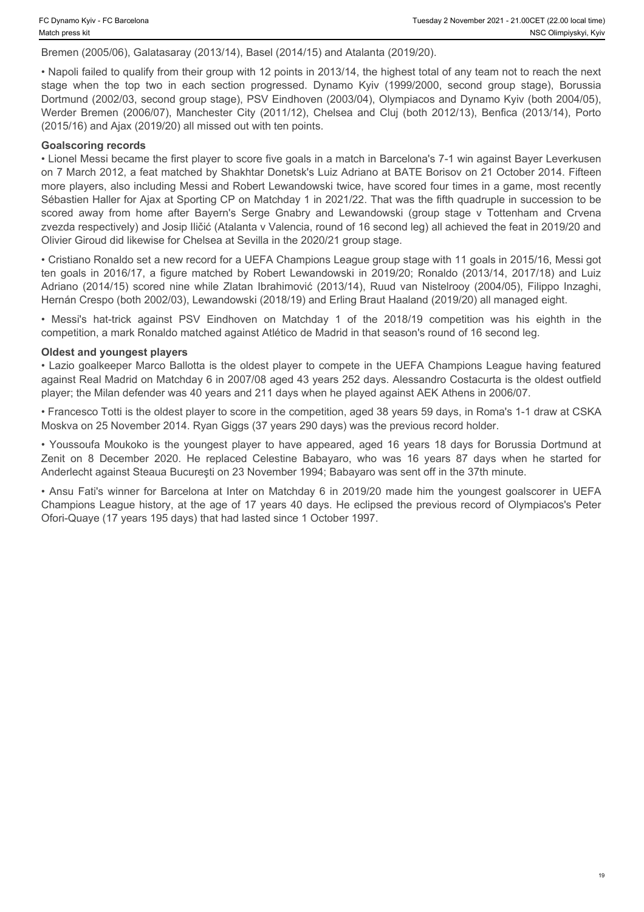Bremen (2005/06), Galatasaray (2013/14), Basel (2014/15) and Atalanta (2019/20).

• Napoli failed to qualify from their group with 12 points in 2013/14, the highest total of any team not to reach the next stage when the top two in each section progressed. Dynamo Kyiv (1999/2000, second group stage), Borussia Dortmund (2002/03, second group stage), PSV Eindhoven (2003/04), Olympiacos and Dynamo Kyiv (both 2004/05), Werder Bremen (2006/07), Manchester City (2011/12), Chelsea and Cluj (both 2012/13), Benfica (2013/14), Porto (2015/16) and Ajax (2019/20) all missed out with ten points.

**Goalscoring records**

• Lionel Messi became the first player to score five goals in a match in Barcelona's 7-1 win against Bayer Leverkusen on 7 March 2012, a feat matched by Shakhtar Donetsk's Luiz Adriano at BATE Borisov on 21 October 2014. Fifteen more players, also including Messi and Robert Lewandowski twice, have scored four times in a game, most recently Sébastien Haller for Ajax at Sporting CP on Matchday 1 in 2021/22. That was the fifth quadruple in succession to be scored away from home after Bayern's Serge Gnabry and Lewandowski (group stage v Tottenham and Crvena zvezda respectively) and Josip Iličić (Atalanta v Valencia, round of 16 second leg) all achieved the feat in 2019/20 and Olivier Giroud did likewise for Chelsea at Sevilla in the 2020/21 group stage.

• Cristiano Ronaldo set a new record for a UEFA Champions League group stage with 11 goals in 2015/16, Messi got ten goals in 2016/17, a figure matched by Robert Lewandowski in 2019/20; Ronaldo (2013/14, 2017/18) and Luiz Adriano (2014/15) scored nine while Zlatan Ibrahimović (2013/14), Ruud van Nistelrooy (2004/05), Filippo Inzaghi, Hernán Crespo (both 2002/03), Lewandowski (2018/19) and Erling Braut Haaland (2019/20) all managed eight.

• Messi's hat-trick against PSV Eindhoven on Matchday 1 of the 2018/19 competition was his eighth in the competition, a mark Ronaldo matched against Atlético de Madrid in that season's round of 16 second leg.

**Oldest and youngest players**

• Lazio goalkeeper Marco Ballotta is the oldest player to compete in the UEFA Champions League having featured against Real Madrid on Matchday 6 in 2007/08 aged 43 years 252 days. Alessandro Costacurta is the oldest outfield player; the Milan defender was 40 years and 211 days when he played against AEK Athens in 2006/07.

• Francesco Totti is the oldest player to score in the competition, aged 38 years 59 days, in Roma's 1-1 draw at CSKA Moskva on 25 November 2014. Ryan Giggs (37 years 290 days) was the previous record holder.

• Youssoufa Moukoko is the youngest player to have appeared, aged 16 years 18 days for Borussia Dortmund at Zenit on 8 December 2020. He replaced Celestine Babayaro, who was 16 years 87 days when he started for Anderlecht against Steaua Bucureşti on 23 November 1994; Babayaro was sent off in the 37th minute.

• Ansu Fati's winner for Barcelona at Inter on Matchday 6 in 2019/20 made him the youngest goalscorer in UEFA Champions League history, at the age of 17 years 40 days. He eclipsed the previous record of Olympiacos's Peter Ofori-Quaye (17 years 195 days) that had lasted since 1 October 1997.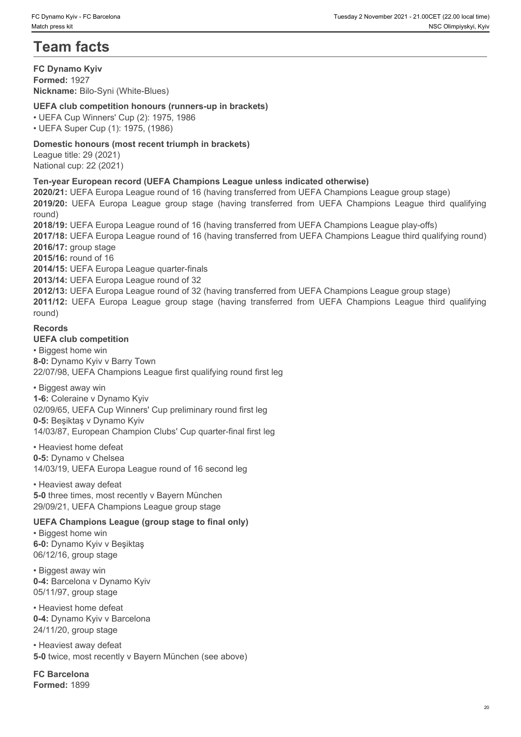# Team facts

**FC Dynamo Kyiv**
**Formed:** 1927
**Nickname:** Bilo-Syni (White-Blues)

**UEFA club competition honours (runners-up in brackets)**

- UEFA Cup Winners' Cup (2): 1975, 1986
- UEFA Super Cup (1): 1975, (1986)

**Domestic honours (most recent triumph in brackets)**
League title: 29 (2021)
National cup: 22 (2021)

**Ten-year European record (UEFA Champions League unless indicated otherwise)**
**2020/21:** UEFA Europa League round of 16 (having transferred from UEFA Champions League group stage)
**2019/20:** UEFA Europa League group stage (having transferred from UEFA Champions League third qualifying round)
**2018/19:** UEFA Europa League round of 16 (having transferred from UEFA Champions League play-offs)
**2017/18:** UEFA Europa League round of 16 (having transferred from UEFA Champions League third qualifying round)
**2016/17:** group stage
**2015/16:** round of 16
**2014/15:** UEFA Europa League quarter-finals
**2013/14:** UEFA Europa League round of 32
**2012/13:** UEFA Europa League round of 32 (having transferred from UEFA Champions League group stage)
**2011/12:** UEFA Europa League group stage (having transferred from UEFA Champions League third qualifying round)

**Records**
**UEFA club competition**

- Biggest home win
**8-0:** Dynamo Kyiv v Barry Town
22/07/98, UEFA Champions League first qualifying round first leg

- Biggest away win
**1-6:** Coleraine v Dynamo Kyiv
02/09/65, UEFA Cup Winners' Cup preliminary round first leg
**0-5:** Beşiktaş v Dynamo Kyiv
14/03/87, European Champion Clubs' Cup quarter-final first leg

- Heaviest home defeat
**0-5:** Dynamo v Chelsea
14/03/19, UEFA Europa League round of 16 second leg

- Heaviest away defeat
**5-0** three times, most recently v Bayern München
29/09/21, UEFA Champions League group stage

**UEFA Champions League (group stage to final only)**

- Biggest home win
**6-0:** Dynamo Kyiv v Beşiktaş
06/12/16, group stage

- Biggest away win
**0-4:** Barcelona v Dynamo Kyiv
05/11/97, group stage

- Heaviest home defeat
**0-4:** Dynamo Kyiv v Barcelona
24/11/20, group stage

- Heaviest away defeat
**5-0** twice, most recently v Bayern München (see above)

**FC Barcelona**
**Formed:** 1899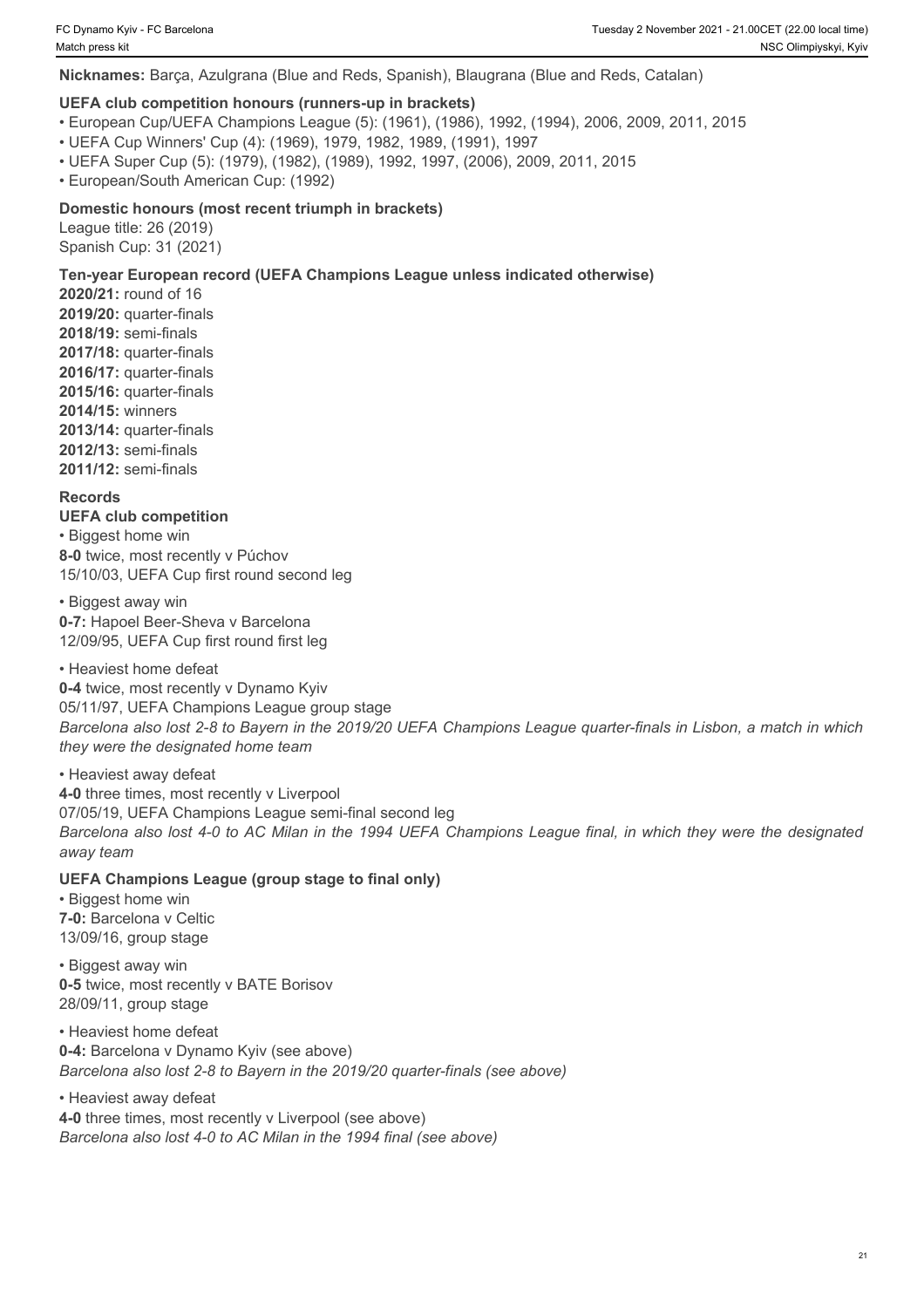**Nicknames:** Barça, Azulgrana (Blue and Reds, Spanish), Blaugrana (Blue and Reds, Catalan)

**UEFA club competition honours (runners-up in brackets)**

- European Cup/UEFA Champions League (5): (1961), (1986), 1992, (1994), 2006, 2009, 2011, 2015
- UEFA Cup Winners' Cup (4): (1969), 1979, 1982, 1989, (1991), 1997
- UEFA Super Cup (5): (1979), (1982), (1989), 1992, 1997, (2006), 2009, 2011, 2015
- European/South American Cup: (1992)

**Domestic honours (most recent triumph in brackets)**

League title: 26 (2019)
Spanish Cup: 31 (2021)

**Ten-year European record (UEFA Champions League unless indicated otherwise)**

**2020/21:** round of 16
**2019/20:** quarter-finals
**2018/19:** semi-finals
**2017/18:** quarter-finals
**2016/17:** quarter-finals
**2015/16:** quarter-finals
**2014/15:** winners
**2013/14:** quarter-finals
**2012/13:** semi-finals
**2011/12:** semi-finals

**Records**

**UEFA club competition**

• Biggest home win
**8-0** twice, most recently v Púchov
15/10/03, UEFA Cup first round second leg

• Biggest away win
**0-7:** Hapoel Beer-Sheva v Barcelona
12/09/95, UEFA Cup first round first leg

• Heaviest home defeat
**0-4** twice, most recently v Dynamo Kyiv
05/11/97, UEFA Champions League group stage
*Barcelona also lost 2-8 to Bayern in the 2019/20 UEFA Champions League quarter-finals in Lisbon, a match in which they were the designated home team*

• Heaviest away defeat
**4-0** three times, most recently v Liverpool
07/05/19, UEFA Champions League semi-final second leg
*Barcelona also lost 4-0 to AC Milan in the 1994 UEFA Champions League final, in which they were the designated away team*

**UEFA Champions League (group stage to final only)**

• Biggest home win
**7-0:** Barcelona v Celtic
13/09/16, group stage

• Biggest away win
**0-5** twice, most recently v BATE Borisov
28/09/11, group stage

• Heaviest home defeat
**0-4:** Barcelona v Dynamo Kyiv (see above)
*Barcelona also lost 2-8 to Bayern in the 2019/20 quarter-finals (see above)*

• Heaviest away defeat
**4-0** three times, most recently v Liverpool (see above)
*Barcelona also lost 4-0 to AC Milan in the 1994 final (see above)*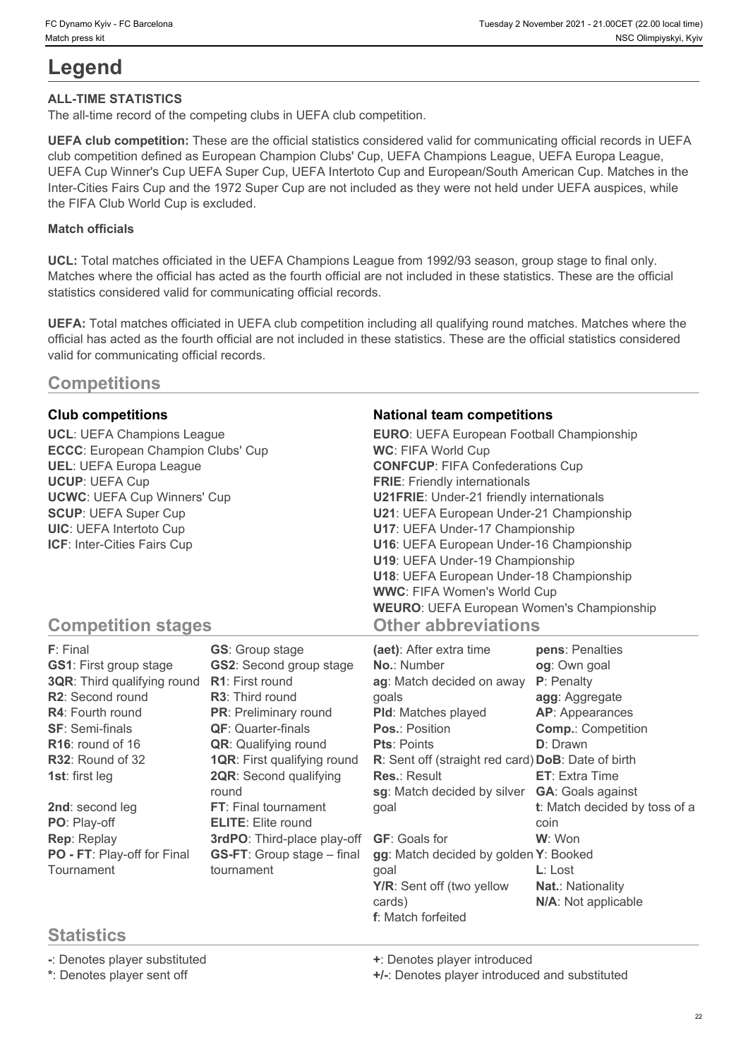# Legend

**ALL-TIME STATISTICS**

The all-time record of the competing clubs in UEFA club competition.

**UEFA club competition:** These are the official statistics considered valid for communicating official records in UEFA club competition defined as European Champion Clubs' Cup, UEFA Champions League, UEFA Europa League, UEFA Cup Winner's Cup UEFA Super Cup, UEFA Intertoto Cup and European/South American Cup. Matches in the Inter-Cities Fairs Cup and the 1972 Super Cup are not included as they were not held under UEFA auspices, while the FIFA Club World Cup is excluded.

**Match officials**

**UCL:** Total matches officiated in the UEFA Champions League from 1992/93 season, group stage to final only. Matches where the official has acted as the fourth official are not included in these statistics. These are the official statistics considered valid for communicating official records.

**UEFA:** Total matches officiated in UEFA club competition including all qualifying round matches. Matches where the official has acted as the fourth official are not included in these statistics. These are the official statistics considered valid for communicating official records.

## Competitions

### Club competitions

**UCL**: UEFA Champions League
**ECCC**: European Champion Clubs' Cup
**UEL**: UEFA Europa League
**UCUP**: UEFA Cup
**UCWC**: UEFA Cup Winners' Cup
**SCUP**: UEFA Super Cup
**UIC**: UEFA Intertoto Cup
**ICF**: Inter-Cities Fairs Cup

### National team competitions

**EURO**: UEFA European Football Championship
**WC**: FIFA World Cup
**CONFCUP**: FIFA Confederations Cup
**FRIE**: Friendly internationals
**U21FRIE**: Under-21 friendly internationals
**U21**: UEFA European Under-21 Championship
**U17**: UEFA Under-17 Championship
**U16**: UEFA European Under-16 Championship
**U19**: UEFA Under-19 Championship
**U18**: UEFA European Under-18 Championship
**WWC**: FIFA Women's World Cup
**WEURO**: UEFA European Women's Championship

## Competition stages

**F**: Final
**GS1**: First group stage
**3QR**: Third qualifying round
**R2**: Second round
**R4**: Fourth round
**SF**: Semi-finals
**R16**: round of 16
**R32**: Round of 32
**1st**: first leg
**2nd**: second leg
**PO**: Play-off
**Rep**: Replay
**PO - FT**: Play-off for Final Tournament
**GS**: Group stage
**GS2**: Second group stage
**R1**: First round
**R3**: Third round
**PR**: Preliminary round
**QF**: Quarter-finals
**QR**: Qualifying round
**1QR**: First qualifying round
**2QR**: Second qualifying round
**FT**: Final tournament
**ELITE**: Elite round
**3rdPO**: Third-place play-off
**GS-FT**: Group stage – final tournament

## Other abbreviations

**(aet)**: After extra time
**No.**: Number
**ag**: Match decided on away goals
**Pld**: Matches played
**Pos.**: Position
**Pts**: Points
**R**: Sent off (straight red card)
**Res.**: Result
**sg**: Match decided by silver goal
**GF**: Goals for
**gg**: Match decided by golden goal
**Y/R**: Sent off (two yellow cards)
**f**: Match forfeited
**pens**: Penalties
**og**: Own goal
**P**: Penalty
**agg**: Aggregate
**AP**: Appearances
**Comp.**: Competition
**D**: Drawn
**DoB**: Date of birth
**ET**: Extra Time
**GA**: Goals against
**t**: Match decided by toss of a coin
**W**: Won
**Y**: Booked
**L**: Lost
**Nat.**: Nationality
**N/A**: Not applicable

## Statistics

**-**: Denotes player substituted
**\***: Denotes player sent off
**+**: Denotes player introduced
**+/-**: Denotes player introduced and substituted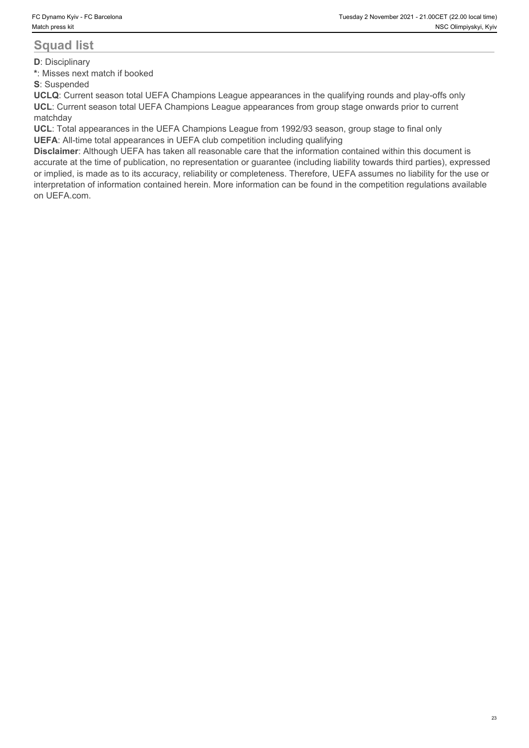## Squad list

**D**: Disciplinary

*: Misses next match if booked

**S**: Suspended

**UCLQ**: Current season total UEFA Champions League appearances in the qualifying rounds and play-offs only

**UCL**: Current season total UEFA Champions League appearances from group stage onwards prior to current matchday

**UCL**: Total appearances in the UEFA Champions League from 1992/93 season, group stage to final only

**UEFA**: All-time total appearances in UEFA club competition including qualifying

**Disclaimer**: Although UEFA has taken all reasonable care that the information contained within this document is accurate at the time of publication, no representation or guarantee (including liability towards third parties), expressed or implied, is made as to its accuracy, reliability or completeness. Therefore, UEFA assumes no liability for the use or interpretation of information contained herein. More information can be found in the competition regulations available on UEFA.com.